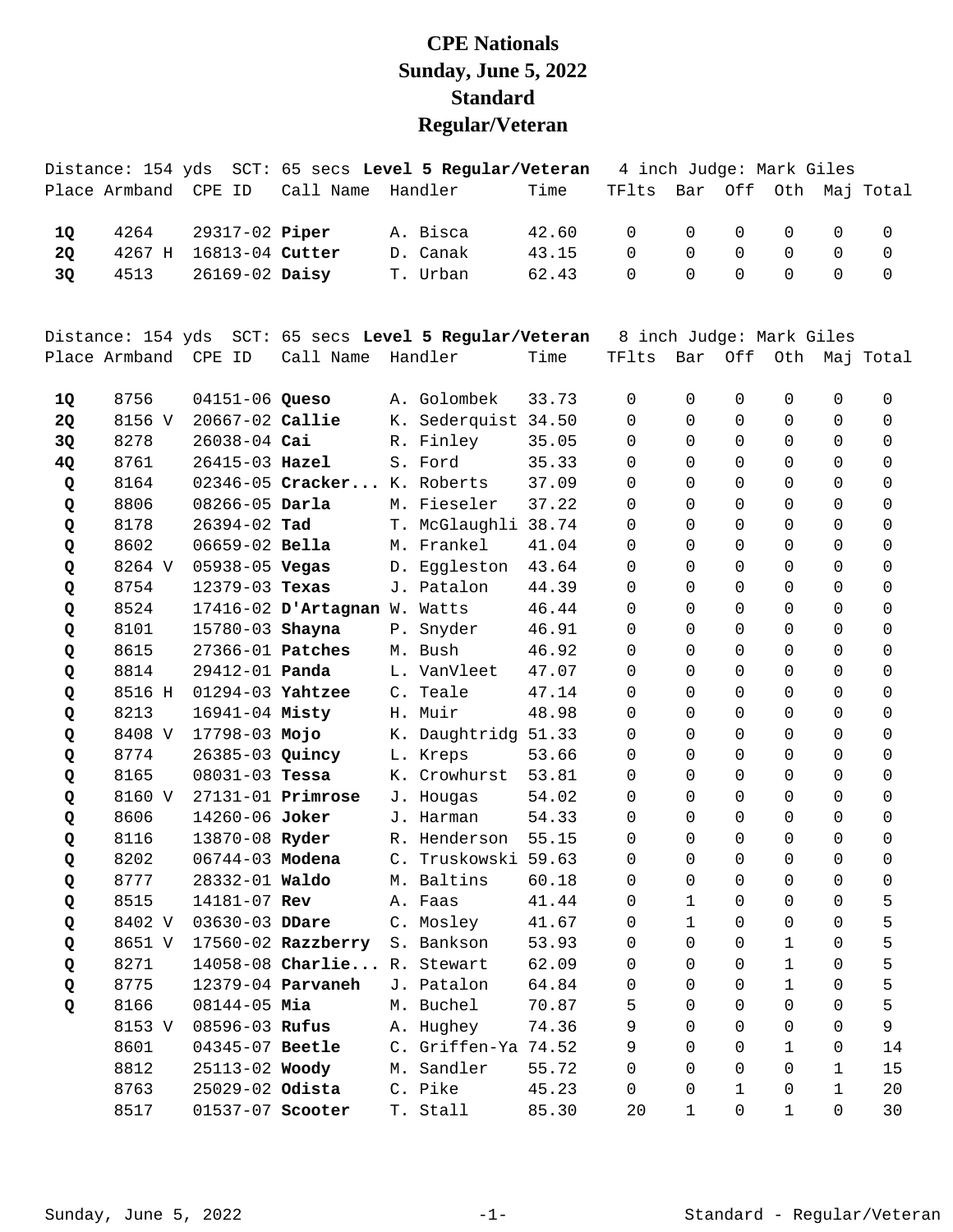# CPE Nationals
# Sunday, June 5, 2022
# Standard
# Regular/Veteran

Distance: 154 yds SCT: 65 secs **Level 5 Regular/Veteran** 4 inch Judge: Mark Giles

| Place | Armband | CPE ID | Call Name | Handler | Time | TFlts | Bar | Off | Oth | Maj | Total |
|---|---|---|---|---|---|---|---|---|---|---|---|
| **1Q** | 4264 | 29317-02 | **Piper** | A. Bisca | 42.60 | 0 | 0 | 0 | 0 | 0 | 0 |
| **2Q** | 4267 H | 16813-04 | **Cutter** | D. Canak | 43.15 | 0 | 0 | 0 | 0 | 0 | 0 |
| **3Q** | 4513 | 26169-02 | **Daisy** | T. Urban | 62.43 | 0 | 0 | 0 | 0 | 0 | 0 |

Distance: 154 yds SCT: 65 secs **Level 5 Regular/Veteran** 8 inch Judge: Mark Giles

| Place | Armband | CPE ID | Call Name | Handler | Time | TFlts | Bar | Off | Oth | Maj | Total |
|---|---|---|---|---|---|---|---|---|---|---|---|
| **1Q** | 8756 | 04151-06 | **Queso** | A. Golombek | 33.73 | 0 | 0 | 0 | 0 | 0 | 0 |
| **2Q** | 8156 V | 20667-02 | **Callie** | K. Sederquist | 34.50 | 0 | 0 | 0 | 0 | 0 | 0 |
| **3Q** | 8278 | 26038-04 | **Cai** | R. Finley | 35.05 | 0 | 0 | 0 | 0 | 0 | 0 |
| **4Q** | 8761 | 26415-03 | **Hazel** | S. Ford | 35.33 | 0 | 0 | 0 | 0 | 0 | 0 |
| **Q** | 8164 | 02346-05 | **Cracker...** | K. Roberts | 37.09 | 0 | 0 | 0 | 0 | 0 | 0 |
| **Q** | 8806 | 08266-05 | **Darla** | M. Fieseler | 37.22 | 0 | 0 | 0 | 0 | 0 | 0 |
| **Q** | 8178 | 26394-02 | **Tad** | T. McGlaughli | 38.74 | 0 | 0 | 0 | 0 | 0 | 0 |
| **Q** | 8602 | 06659-02 | **Bella** | M. Frankel | 41.04 | 0 | 0 | 0 | 0 | 0 | 0 |
| **Q** | 8264 V | 05938-05 | **Vegas** | D. Eggleston | 43.64 | 0 | 0 | 0 | 0 | 0 | 0 |
| **Q** | 8754 | 12379-03 | **Texas** | J. Patalon | 44.39 | 0 | 0 | 0 | 0 | 0 | 0 |
| **Q** | 8524 | 17416-02 | **D'Artagnan** | W. Watts | 46.44 | 0 | 0 | 0 | 0 | 0 | 0 |
| **Q** | 8101 | 15780-03 | **Shayna** | P. Snyder | 46.91 | 0 | 0 | 0 | 0 | 0 | 0 |
| **Q** | 8615 | 27366-01 | **Patches** | M. Bush | 46.92 | 0 | 0 | 0 | 0 | 0 | 0 |
| **Q** | 8814 | 29412-01 | **Panda** | L. VanVleet | 47.07 | 0 | 0 | 0 | 0 | 0 | 0 |
| **Q** | 8516 H | 01294-03 | **Yahtzee** | C. Teale | 47.14 | 0 | 0 | 0 | 0 | 0 | 0 |
| **Q** | 8213 | 16941-04 | **Misty** | H. Muir | 48.98 | 0 | 0 | 0 | 0 | 0 | 0 |
| **Q** | 8408 V | 17798-03 | **Mojo** | K. Daughtridg | 51.33 | 0 | 0 | 0 | 0 | 0 | 0 |
| **Q** | 8774 | 26385-03 | **Quincy** | L. Kreps | 53.66 | 0 | 0 | 0 | 0 | 0 | 0 |
| **Q** | 8165 | 08031-03 | **Tessa** | K. Crowhurst | 53.81 | 0 | 0 | 0 | 0 | 0 | 0 |
| **Q** | 8160 V | 27131-01 | **Primrose** | J. Hougas | 54.02 | 0 | 0 | 0 | 0 | 0 | 0 |
| **Q** | 8606 | 14260-06 | **Joker** | J. Harman | 54.33 | 0 | 0 | 0 | 0 | 0 | 0 |
| **Q** | 8116 | 13870-08 | **Ryder** | R. Henderson | 55.15 | 0 | 0 | 0 | 0 | 0 | 0 |
| **Q** | 8202 | 06744-03 | **Modena** | C. Truskowski | 59.63 | 0 | 0 | 0 | 0 | 0 | 0 |
| **Q** | 8777 | 28332-01 | **Waldo** | M. Baltins | 60.18 | 0 | 0 | 0 | 0 | 0 | 0 |
| **Q** | 8515 | 14181-07 | **Rev** | A. Faas | 41.44 | 0 | 1 | 0 | 0 | 0 | 5 |
| **Q** | 8402 V | 03630-03 | **DDare** | C. Mosley | 41.67 | 0 | 1 | 0 | 0 | 0 | 5 |
| **Q** | 8651 V | 17560-02 | **Razzberry** | S. Bankson | 53.93 | 0 | 0 | 0 | 1 | 0 | 5 |
| **Q** | 8271 | 14058-08 | **Charlie...** | R. Stewart | 62.09 | 0 | 0 | 0 | 1 | 0 | 5 |
| **Q** | 8775 | 12379-04 | **Parvaneh** | J. Patalon | 64.84 | 0 | 0 | 0 | 1 | 0 | 5 |
| **Q** | 8166 | 08144-05 | **Mia** | M. Buchel | 70.87 | 5 | 0 | 0 | 0 | 0 | 5 |
| | 8153 V | 08596-03 | **Rufus** | A. Hughey | 74.36 | 9 | 0 | 0 | 0 | 0 | 9 |
| | 8601 | 04345-07 | **Beetle** | C. Griffen-Ya | 74.52 | 9 | 0 | 0 | 1 | 0 | 14 |
| | 8812 | 25113-02 | **Woody** | M. Sandler | 55.72 | 0 | 0 | 0 | 0 | 1 | 15 |
| | 8763 | 25029-02 | **Odista** | C. Pike | 45.23 | 0 | 0 | 1 | 0 | 1 | 20 |
| | 8517 | 01537-07 | **Scooter** | T. Stall | 85.30 | 20 | 1 | 0 | 1 | 0 | 30 |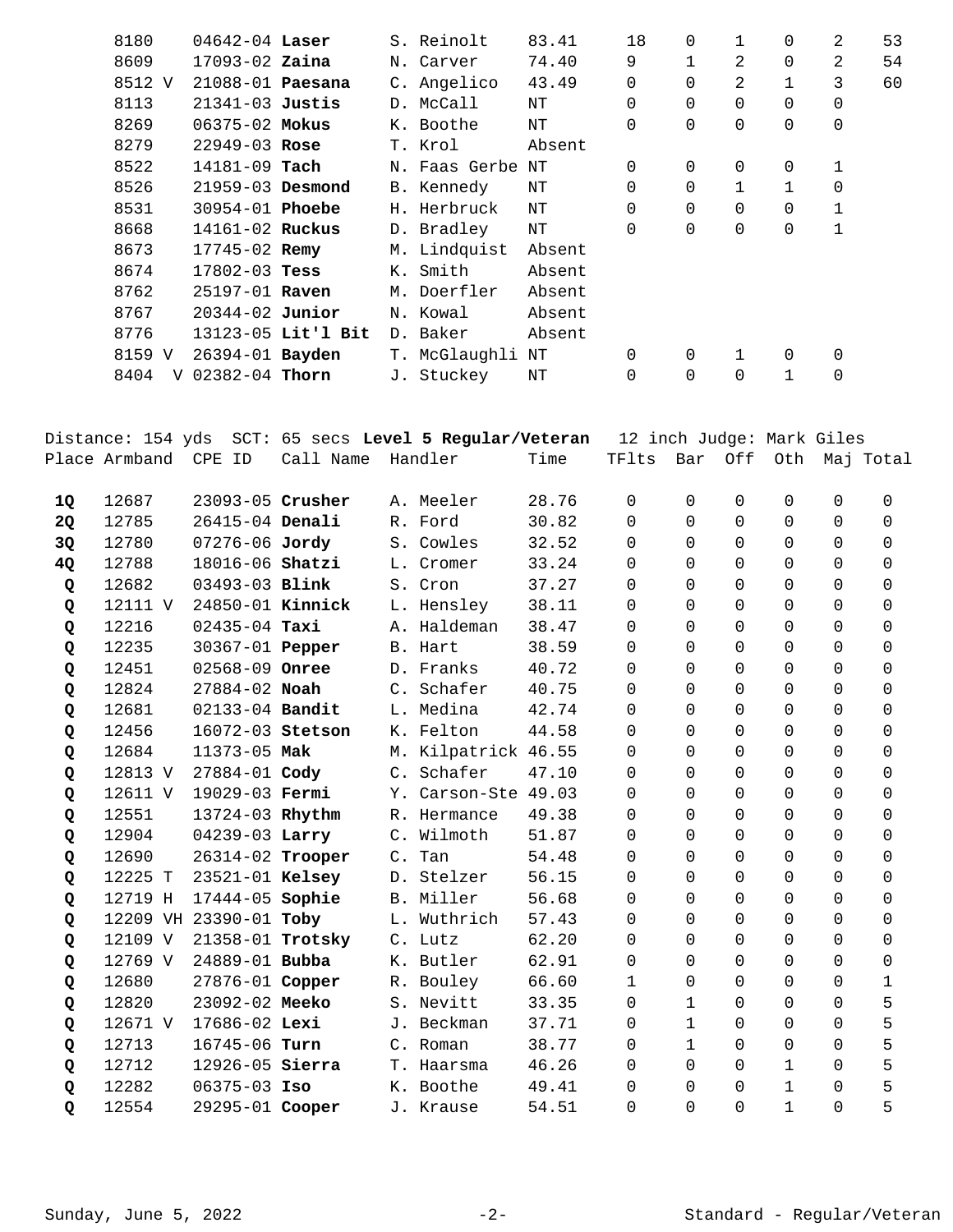| Place | Armband | CPE ID | Call Name | Handler | Time | TFlts | Bar | Off | Oth | Maj | Total |
|---|---|---|---|---|---|---|---|---|---|---|---|
| | 8180 | 04642-04 | **Laser** | S. Reinolt | 83.41 | 18 | 0 | 1 | 0 | 2 | 53 |
| | 8609 | 17093-02 | **Zaina** | N. Carver | 74.40 | 9 | 1 | 2 | 0 | 2 | 54 |
| | 8512 V | 21088-01 | **Paesana** | C. Angelico | 43.49 | 0 | 0 | 2 | 1 | 3 | 60 |
| | 8113 | 21341-03 | **Justis** | D. McCall | NT | 0 | 0 | 0 | 0 | 0 | |
| | 8269 | 06375-02 | **Mokus** | K. Boothe | NT | 0 | 0 | 0 | 0 | 0 | |
| | 8279 | 22949-03 | **Rose** | T. Krol | Absent | | | | | | |
| | 8522 | 14181-09 | **Tach** | N. Faas Gerbe | NT | 0 | 0 | 0 | 0 | 1 | |
| | 8526 | 21959-03 | **Desmond** | B. Kennedy | NT | 0 | 0 | 1 | 1 | 0 | |
| | 8531 | 30954-01 | **Phoebe** | H. Herbruck | NT | 0 | 0 | 0 | 0 | 1 | |
| | 8668 | 14161-02 | **Ruckus** | D. Bradley | NT | 0 | 0 | 0 | 0 | 1 | |
| | 8673 | 17745-02 | **Remy** | M. Lindquist | Absent | | | | | | |
| | 8674 | 17802-03 | **Tess** | K. Smith | Absent | | | | | | |
| | 8762 | 25197-01 | **Raven** | M. Doerfler | Absent | | | | | | |
| | 8767 | 20344-02 | **Junior** | N. Kowal | Absent | | | | | | |
| | 8776 | 13123-05 | **Lit'l Bit** | D. Baker | Absent | | | | | | |
| | 8159 V | 26394-01 | **Bayden** | T. McGlaughli | NT | 0 | 0 | 1 | 0 | 0 | |
| | 8404 V | 02382-04 | **Thorn** | J. Stuckey | NT | 0 | 0 | 0 | 1 | 0 | |

Distance: 154 yds SCT: 65 secs **Level 5 Regular/Veteran** 12 inch Judge: Mark Giles

| Place | Armband | CPE ID | Call Name | Handler | Time | TFlts | Bar | Off | Oth | Maj | Total |
|---|---|---|---|---|---|---|---|---|---|---|---|
| **1Q** | 12687 | 23093-05 | **Crusher** | A. Meeler | 28.76 | 0 | 0 | 0 | 0 | 0 | 0 |
| **2Q** | 12785 | 26415-04 | **Denali** | R. Ford | 30.82 | 0 | 0 | 0 | 0 | 0 | 0 |
| **3Q** | 12780 | 07276-06 | **Jordy** | S. Cowles | 32.52 | 0 | 0 | 0 | 0 | 0 | 0 |
| **4Q** | 12788 | 18016-06 | **Shatzi** | L. Cromer | 33.24 | 0 | 0 | 0 | 0 | 0 | 0 |
| **Q** | 12682 | 03493-03 | **Blink** | S. Cron | 37.27 | 0 | 0 | 0 | 0 | 0 | 0 |
| **Q** | 12111 V | 24850-01 | **Kinnick** | L. Hensley | 38.11 | 0 | 0 | 0 | 0 | 0 | 0 |
| **Q** | 12216 | 02435-04 | **Taxi** | A. Haldeman | 38.47 | 0 | 0 | 0 | 0 | 0 | 0 |
| **Q** | 12235 | 30367-01 | **Pepper** | B. Hart | 38.59 | 0 | 0 | 0 | 0 | 0 | 0 |
| **Q** | 12451 | 02568-09 | **Onree** | D. Franks | 40.72 | 0 | 0 | 0 | 0 | 0 | 0 |
| **Q** | 12824 | 27884-02 | **Noah** | C. Schafer | 40.75 | 0 | 0 | 0 | 0 | 0 | 0 |
| **Q** | 12681 | 02133-04 | **Bandit** | L. Medina | 42.74 | 0 | 0 | 0 | 0 | 0 | 0 |
| **Q** | 12456 | 16072-03 | **Stetson** | K. Felton | 44.58 | 0 | 0 | 0 | 0 | 0 | 0 |
| **Q** | 12684 | 11373-05 | **Mak** | M. Kilpatrick | 46.55 | 0 | 0 | 0 | 0 | 0 | 0 |
| **Q** | 12813 V | 27884-01 | **Cody** | C. Schafer | 47.10 | 0 | 0 | 0 | 0 | 0 | 0 |
| **Q** | 12611 V | 19029-03 | **Fermi** | Y. Carson-Ste | 49.03 | 0 | 0 | 0 | 0 | 0 | 0 |
| **Q** | 12551 | 13724-03 | **Rhythm** | R. Hermance | 49.38 | 0 | 0 | 0 | 0 | 0 | 0 |
| **Q** | 12904 | 04239-03 | **Larry** | C. Wilmoth | 51.87 | 0 | 0 | 0 | 0 | 0 | 0 |
| **Q** | 12690 | 26314-02 | **Trooper** | C. Tan | 54.48 | 0 | 0 | 0 | 0 | 0 | 0 |
| **Q** | 12225 T | 23521-01 | **Kelsey** | D. Stelzer | 56.15 | 0 | 0 | 0 | 0 | 0 | 0 |
| **Q** | 12719 H | 17444-05 | **Sophie** | B. Miller | 56.68 | 0 | 0 | 0 | 0 | 0 | 0 |
| **Q** | 12209 VH | 23390-01 | **Toby** | L. Wuthrich | 57.43 | 0 | 0 | 0 | 0 | 0 | 0 |
| **Q** | 12109 V | 21358-01 | **Trotsky** | C. Lutz | 62.20 | 0 | 0 | 0 | 0 | 0 | 0 |
| **Q** | 12769 V | 24889-01 | **Bubba** | K. Butler | 62.91 | 0 | 0 | 0 | 0 | 0 | 0 |
| **Q** | 12680 | 27876-01 | **Copper** | R. Bouley | 66.60 | 1 | 0 | 0 | 0 | 0 | 1 |
| **Q** | 12820 | 23092-02 | **Meeko** | S. Nevitt | 33.35 | 0 | 1 | 0 | 0 | 0 | 5 |
| **Q** | 12671 V | 17686-02 | **Lexi** | J. Beckman | 37.71 | 0 | 1 | 0 | 0 | 0 | 5 |
| **Q** | 12713 | 16745-06 | **Turn** | C. Roman | 38.77 | 0 | 1 | 0 | 0 | 0 | 5 |
| **Q** | 12712 | 12926-05 | **Sierra** | T. Haarsma | 46.26 | 0 | 0 | 0 | 1 | 0 | 5 |
| **Q** | 12282 | 06375-03 | **Iso** | K. Boothe | 49.41 | 0 | 0 | 0 | 1 | 0 | 5 |
| **Q** | 12554 | 29295-01 | **Cooper** | J. Krause | 54.51 | 0 | 0 | 0 | 1 | 0 | 5 |

Sunday, June 5, 2022 Standard - Regular/Veteran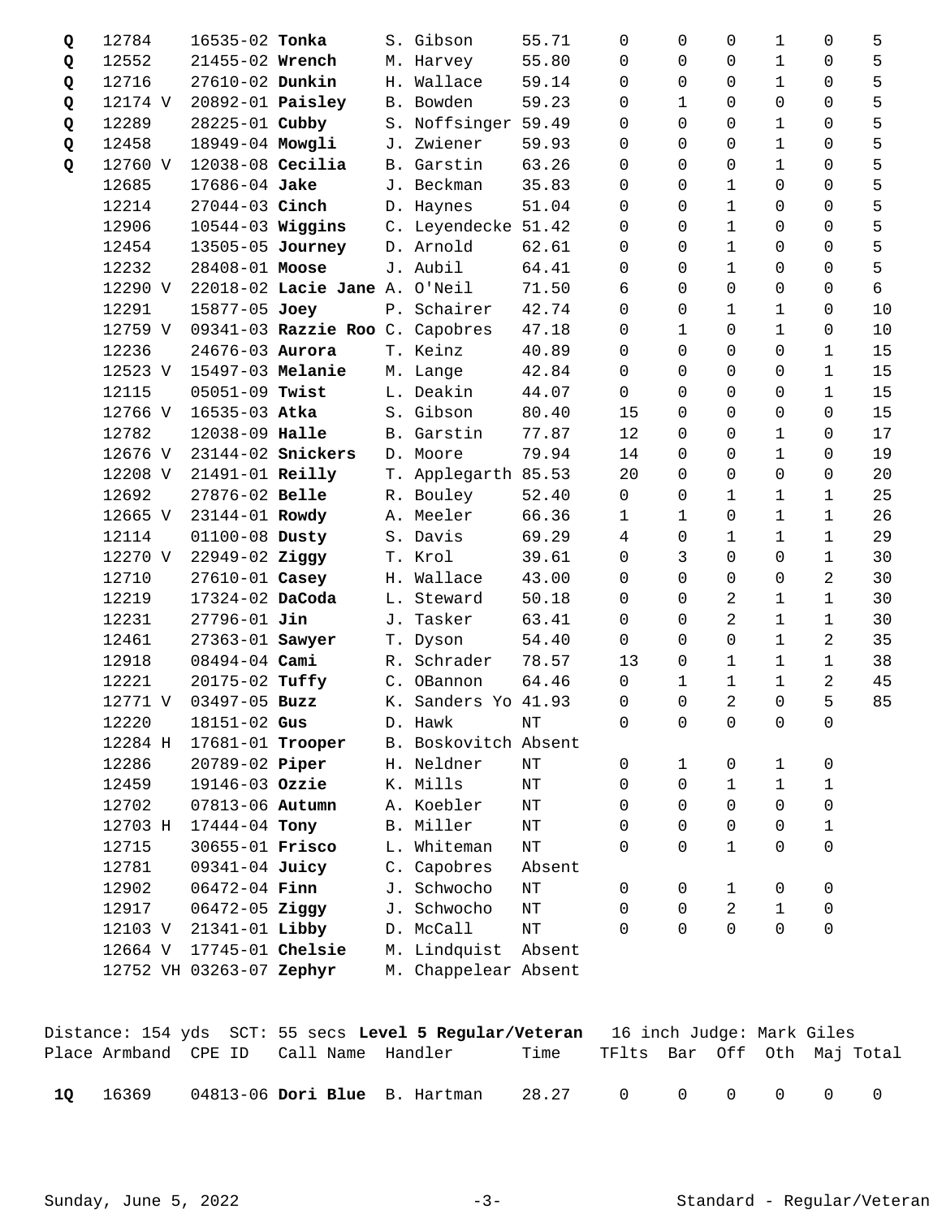| Place | Armband | CPE ID | Call Name | Handler | Time | TFlts | Bar | Off | Oth | Maj | Total |
|---|---|---|---|---|---|---|---|---|---|---|---|
| **Q** | 12784 | 16535-02 | **Tonka** | S. Gibson | 55.71 | 0 | 0 | 0 | 1 | 0 | 5 |
| **Q** | 12552 | 21455-02 | **Wrench** | M. Harvey | 55.80 | 0 | 0 | 0 | 1 | 0 | 5 |
| **Q** | 12716 | 27610-02 | **Dunkin** | H. Wallace | 59.14 | 0 | 0 | 0 | 1 | 0 | 5 |
| **Q** | 12174 V | 20892-01 | **Paisley** | B. Bowden | 59.23 | 0 | 1 | 0 | 0 | 0 | 5 |
| **Q** | 12289 | 28225-01 | **Cubby** | S. Noffsinger | 59.49 | 0 | 0 | 0 | 1 | 0 | 5 |
| **Q** | 12458 | 18949-04 | **Mowgli** | J. Zwiener | 59.93 | 0 | 0 | 0 | 1 | 0 | 5 |
| **Q** | 12760 V | 12038-08 | **Cecilia** | B. Garstin | 63.26 | 0 | 0 | 0 | 1 | 0 | 5 |
| | 12685 | 17686-04 | **Jake** | J. Beckman | 35.83 | 0 | 0 | 1 | 0 | 0 | 5 |
| | 12214 | 27044-03 | **Cinch** | D. Haynes | 51.04 | 0 | 0 | 1 | 0 | 0 | 5 |
| | 12906 | 10544-03 | **Wiggins** | C. Leyendecke | 51.42 | 0 | 0 | 1 | 0 | 0 | 5 |
| | 12454 | 13505-05 | **Journey** | D. Arnold | 62.61 | 0 | 0 | 1 | 0 | 0 | 5 |
| | 12232 | 28408-01 | **Moose** | J. Aubil | 64.41 | 0 | 0 | 1 | 0 | 0 | 5 |
| | 12290 V | 22018-02 | **Lacie Jane** | A. O'Neil | 71.50 | 6 | 0 | 0 | 0 | 0 | 6 |
| | 12291 | 15877-05 | **Joey** | P. Schairer | 42.74 | 0 | 0 | 1 | 1 | 0 | 10 |
| | 12759 V | 09341-03 | **Razzie Roo** | C. Capobres | 47.18 | 0 | 1 | 0 | 1 | 0 | 10 |
| | 12236 | 24676-03 | **Aurora** | T. Keinz | 40.89 | 0 | 0 | 0 | 0 | 1 | 15 |
| | 12523 V | 15497-03 | **Melanie** | M. Lange | 42.84 | 0 | 0 | 0 | 0 | 1 | 15 |
| | 12115 | 05051-09 | **Twist** | L. Deakin | 44.07 | 0 | 0 | 0 | 0 | 1 | 15 |
| | 12766 V | 16535-03 | **Atka** | S. Gibson | 80.40 | 15 | 0 | 0 | 0 | 0 | 15 |
| | 12782 | 12038-09 | **Halle** | B. Garstin | 77.87 | 12 | 0 | 0 | 1 | 0 | 17 |
| | 12676 V | 23144-02 | **Snickers** | D. Moore | 79.94 | 14 | 0 | 0 | 1 | 0 | 19 |
| | 12208 V | 21491-01 | **Reilly** | T. Applegarth | 85.53 | 20 | 0 | 0 | 0 | 0 | 20 |
| | 12692 | 27876-02 | **Belle** | R. Bouley | 52.40 | 0 | 0 | 1 | 1 | 1 | 25 |
| | 12665 V | 23144-01 | **Rowdy** | A. Meeler | 66.36 | 1 | 1 | 0 | 1 | 1 | 26 |
| | 12114 | 01100-08 | **Dusty** | S. Davis | 69.29 | 4 | 0 | 1 | 1 | 1 | 29 |
| | 12270 V | 22949-02 | **Ziggy** | T. Krol | 39.61 | 0 | 3 | 0 | 0 | 1 | 30 |
| | 12710 | 27610-01 | **Casey** | H. Wallace | 43.00 | 0 | 0 | 0 | 0 | 2 | 30 |
| | 12219 | 17324-02 | **DaCoda** | L. Steward | 50.18 | 0 | 0 | 2 | 1 | 1 | 30 |
| | 12231 | 27796-01 | **Jin** | J. Tasker | 63.41 | 0 | 0 | 2 | 1 | 1 | 30 |
| | 12461 | 27363-01 | **Sawyer** | T. Dyson | 54.40 | 0 | 0 | 0 | 1 | 2 | 35 |
| | 12918 | 08494-04 | **Cami** | R. Schrader | 78.57 | 13 | 0 | 1 | 1 | 1 | 38 |
| | 12221 | 20175-02 | **Tuffy** | C. OBannon | 64.46 | 0 | 1 | 1 | 1 | 2 | 45 |
| | 12771 V | 03497-05 | **Buzz** | K. Sanders Yo | 41.93 | 0 | 0 | 2 | 0 | 5 | 85 |
| | 12220 | 18151-02 | **Gus** | D. Hawk | NT | 0 | 0 | 0 | 0 | 0 | |
| | 12284 H | 17681-01 | **Trooper** | B. Boskovitch | Absent | | | | | | |
| | 12286 | 20789-02 | **Piper** | H. Neldner | NT | 0 | 1 | 0 | 1 | 0 | |
| | 12459 | 19146-03 | **Ozzie** | K. Mills | NT | 0 | 0 | 1 | 1 | 1 | |
| | 12702 | 07813-06 | **Autumn** | A. Koebler | NT | 0 | 0 | 0 | 0 | 0 | |
| | 12703 H | 17444-04 | **Tony** | B. Miller | NT | 0 | 0 | 0 | 0 | 1 | |
| | 12715 | 30655-01 | **Frisco** | L. Whiteman | NT | 0 | 0 | 1 | 0 | 0 | |
| | 12781 | 09341-04 | **Juicy** | C. Capobres | Absent | | | | | | |
| | 12902 | 06472-04 | **Finn** | J. Schwocho | NT | 0 | 0 | 1 | 0 | 0 | |
| | 12917 | 06472-05 | **Ziggy** | J. Schwocho | NT | 0 | 0 | 2 | 1 | 0 | |
| | 12103 V | 21341-01 | **Libby** | D. McCall | NT | 0 | 0 | 0 | 0 | 0 | |
| | 12664 V | 17745-01 | **Chelsie** | M. Lindquist | Absent | | | | | | |
| | 12752 VH | 03263-07 | **Zephyr** | M. Chappelear | Absent | | | | | | |

Distance: 154 yds   SCT: 55 secs **Level 5 Regular/Veteran**   16 inch Judge: Mark Giles

| Place | Armband | CPE ID | Call Name | Handler | Time | TFlts | Bar | Off | Oth | Maj | Total |
|---|---|---|---|---|---|---|---|---|---|---|---|
| **1Q** | 16369 | 04813-06 | **Dori Blue** | B. Hartman | 28.27 | 0 | 0 | 0 | 0 | 0 | 0 |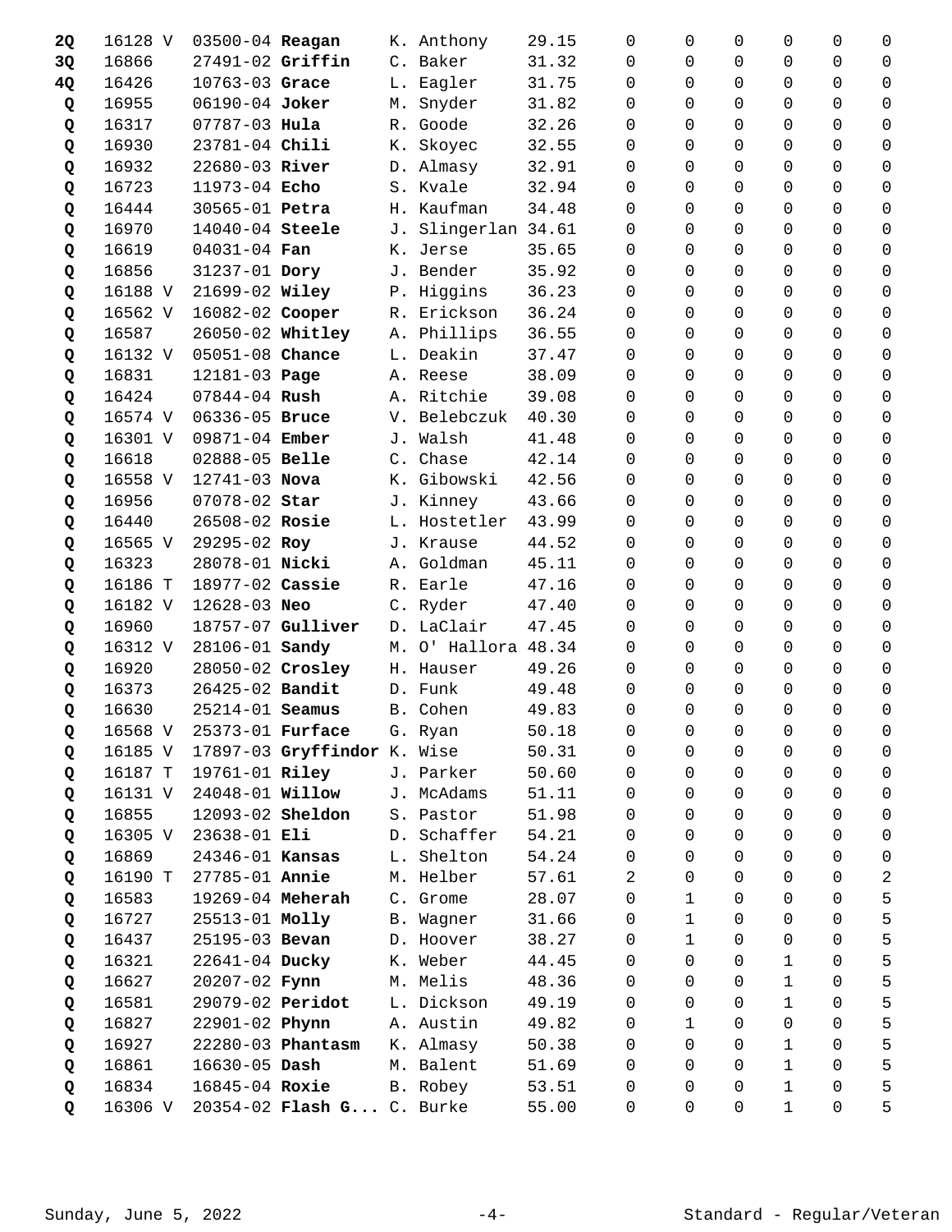| | | | | | | | | | | | |
|---|---|---|---|---|---|---|---|---|---|---|---|
| **2Q** | 16128 V | 03500-04 **Reagan** | K. Anthony | 29.15 | 0 | 0 | 0 | 0 | 0 | 0 |
| **3Q** | 16866 | 27491-02 **Griffin** | C. Baker | 31.32 | 0 | 0 | 0 | 0 | 0 | 0 |
| **4Q** | 16426 | 10763-03 **Grace** | L. Eagler | 31.75 | 0 | 0 | 0 | 0 | 0 | 0 |
| **Q** | 16955 | 06190-04 **Joker** | M. Snyder | 31.82 | 0 | 0 | 0 | 0 | 0 | 0 |
| **Q** | 16317 | 07787-03 **Hula** | R. Goode | 32.26 | 0 | 0 | 0 | 0 | 0 | 0 |
| **Q** | 16930 | 23781-04 **Chili** | K. Skoyec | 32.55 | 0 | 0 | 0 | 0 | 0 | 0 |
| **Q** | 16932 | 22680-03 **River** | D. Almasy | 32.91 | 0 | 0 | 0 | 0 | 0 | 0 |
| **Q** | 16723 | 11973-04 **Echo** | S. Kvale | 32.94 | 0 | 0 | 0 | 0 | 0 | 0 |
| **Q** | 16444 | 30565-01 **Petra** | H. Kaufman | 34.48 | 0 | 0 | 0 | 0 | 0 | 0 |
| **Q** | 16970 | 14040-04 **Steele** | J. Slingerlan | 34.61 | 0 | 0 | 0 | 0 | 0 | 0 |
| **Q** | 16619 | 04031-04 **Fan** | K. Jerse | 35.65 | 0 | 0 | 0 | 0 | 0 | 0 |
| **Q** | 16856 | 31237-01 **Dory** | J. Bender | 35.92 | 0 | 0 | 0 | 0 | 0 | 0 |
| **Q** | 16188 V | 21699-02 **Wiley** | P. Higgins | 36.23 | 0 | 0 | 0 | 0 | 0 | 0 |
| **Q** | 16562 V | 16082-02 **Cooper** | R. Erickson | 36.24 | 0 | 0 | 0 | 0 | 0 | 0 |
| **Q** | 16587 | 26050-02 **Whitley** | A. Phillips | 36.55 | 0 | 0 | 0 | 0 | 0 | 0 |
| **Q** | 16132 V | 05051-08 **Chance** | L. Deakin | 37.47 | 0 | 0 | 0 | 0 | 0 | 0 |
| **Q** | 16831 | 12181-03 **Page** | A. Reese | 38.09 | 0 | 0 | 0 | 0 | 0 | 0 |
| **Q** | 16424 | 07844-04 **Rush** | A. Ritchie | 39.08 | 0 | 0 | 0 | 0 | 0 | 0 |
| **Q** | 16574 V | 06336-05 **Bruce** | V. Belebczuk | 40.30 | 0 | 0 | 0 | 0 | 0 | 0 |
| **Q** | 16301 V | 09871-04 **Ember** | J. Walsh | 41.48 | 0 | 0 | 0 | 0 | 0 | 0 |
| **Q** | 16618 | 02888-05 **Belle** | C. Chase | 42.14 | 0 | 0 | 0 | 0 | 0 | 0 |
| **Q** | 16558 V | 12741-03 **Nova** | K. Gibowski | 42.56 | 0 | 0 | 0 | 0 | 0 | 0 |
| **Q** | 16956 | 07078-02 **Star** | J. Kinney | 43.66 | 0 | 0 | 0 | 0 | 0 | 0 |
| **Q** | 16440 | 26508-02 **Rosie** | L. Hostetler | 43.99 | 0 | 0 | 0 | 0 | 0 | 0 |
| **Q** | 16565 V | 29295-02 **Roy** | J. Krause | 44.52 | 0 | 0 | 0 | 0 | 0 | 0 |
| **Q** | 16323 | 28078-01 **Nicki** | A. Goldman | 45.11 | 0 | 0 | 0 | 0 | 0 | 0 |
| **Q** | 16186 T | 18977-02 **Cassie** | R. Earle | 47.16 | 0 | 0 | 0 | 0 | 0 | 0 |
| **Q** | 16182 V | 12628-03 **Neo** | C. Ryder | 47.40 | 0 | 0 | 0 | 0 | 0 | 0 |
| **Q** | 16960 | 18757-07 **Gulliver** | D. LaClair | 47.45 | 0 | 0 | 0 | 0 | 0 | 0 |
| **Q** | 16312 V | 28106-01 **Sandy** | M. O' Hallora | 48.34 | 0 | 0 | 0 | 0 | 0 | 0 |
| **Q** | 16920 | 28050-02 **Crosley** | H. Hauser | 49.26 | 0 | 0 | 0 | 0 | 0 | 0 |
| **Q** | 16373 | 26425-02 **Bandit** | D. Funk | 49.48 | 0 | 0 | 0 | 0 | 0 | 0 |
| **Q** | 16630 | 25214-01 **Seamus** | B. Cohen | 49.83 | 0 | 0 | 0 | 0 | 0 | 0 |
| **Q** | 16568 V | 25373-01 **Furface** | G. Ryan | 50.18 | 0 | 0 | 0 | 0 | 0 | 0 |
| **Q** | 16185 V | 17897-03 **Gryffindor** | K. Wise | 50.31 | 0 | 0 | 0 | 0 | 0 | 0 |
| **Q** | 16187 T | 19761-01 **Riley** | J. Parker | 50.60 | 0 | 0 | 0 | 0 | 0 | 0 |
| **Q** | 16131 V | 24048-01 **Willow** | J. McAdams | 51.11 | 0 | 0 | 0 | 0 | 0 | 0 |
| **Q** | 16855 | 12093-02 **Sheldon** | S. Pastor | 51.98 | 0 | 0 | 0 | 0 | 0 | 0 |
| **Q** | 16305 V | 23638-01 **Eli** | D. Schaffer | 54.21 | 0 | 0 | 0 | 0 | 0 | 0 |
| **Q** | 16869 | 24346-01 **Kansas** | L. Shelton | 54.24 | 0 | 0 | 0 | 0 | 0 | 0 |
| **Q** | 16190 T | 27785-01 **Annie** | M. Helber | 57.61 | 2 | 0 | 0 | 0 | 0 | 2 |
| **Q** | 16583 | 19269-04 **Meherah** | C. Grome | 28.07 | 0 | 1 | 0 | 0 | 0 | 5 |
| **Q** | 16727 | 25513-01 **Molly** | B. Wagner | 31.66 | 0 | 1 | 0 | 0 | 0 | 5 |
| **Q** | 16437 | 25195-03 **Bevan** | D. Hoover | 38.27 | 0 | 1 | 0 | 0 | 0 | 5 |
| **Q** | 16321 | 22641-04 **Ducky** | K. Weber | 44.45 | 0 | 0 | 0 | 1 | 0 | 5 |
| **Q** | 16627 | 20207-02 **Fynn** | M. Melis | 48.36 | 0 | 0 | 0 | 1 | 0 | 5 |
| **Q** | 16581 | 29079-02 **Peridot** | L. Dickson | 49.19 | 0 | 0 | 0 | 1 | 0 | 5 |
| **Q** | 16827 | 22901-02 **Phynn** | A. Austin | 49.82 | 0 | 1 | 0 | 0 | 0 | 5 |
| **Q** | 16927 | 22280-03 **Phantasm** | K. Almasy | 50.38 | 0 | 0 | 0 | 1 | 0 | 5 |
| **Q** | 16861 | 16630-05 **Dash** | M. Balent | 51.69 | 0 | 0 | 0 | 1 | 0 | 5 |
| **Q** | 16834 | 16845-04 **Roxie** | B. Robey | 53.51 | 0 | 0 | 0 | 1 | 0 | 5 |
| **Q** | 16306 V | 20354-02 **Flash G...** | C. Burke | 55.00 | 0 | 0 | 0 | 1 | 0 | 5 |

Sunday, June 5, 2022 — Standard - Regular/Veteran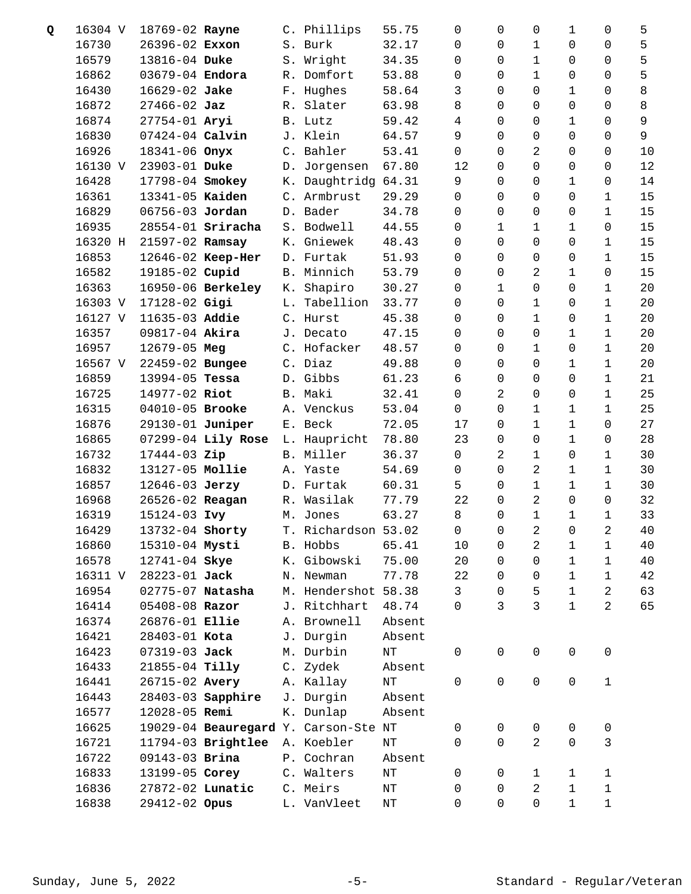| | | | | | | | | | | | |
|---|---|---|---|---|---|---|---|---|---|---|---|
| **Q** | 16304 V | 18769-02 **Rayne** | C. Phillips | 55.75 | 0 | 0 | 0 | 1 | 0 | 5 |
| | 16730 | 26396-02 **Exxon** | S. Burk | 32.17 | 0 | 0 | 1 | 0 | 0 | 5 |
| | 16579 | 13816-04 **Duke** | S. Wright | 34.35 | 0 | 0 | 1 | 0 | 0 | 5 |
| | 16862 | 03679-04 **Endora** | R. Domfort | 53.88 | 0 | 0 | 1 | 0 | 0 | 5 |
| | 16430 | 16629-02 **Jake** | F. Hughes | 58.64 | 3 | 0 | 0 | 1 | 0 | 8 |
| | 16872 | 27466-02 **Jaz** | R. Slater | 63.98 | 8 | 0 | 0 | 0 | 0 | 8 |
| | 16874 | 27754-01 **Aryi** | B. Lutz | 59.42 | 4 | 0 | 0 | 1 | 0 | 9 |
| | 16830 | 07424-04 **Calvin** | J. Klein | 64.57 | 9 | 0 | 0 | 0 | 0 | 9 |
| | 16926 | 18341-06 **Onyx** | C. Bahler | 53.41 | 0 | 0 | 2 | 0 | 0 | 10 |
| | 16130 V | 23903-01 **Duke** | D. Jorgensen | 67.80 | 12 | 0 | 0 | 0 | 0 | 12 |
| | 16428 | 17798-04 **Smokey** | K. Daughtridg | 64.31 | 9 | 0 | 0 | 1 | 0 | 14 |
| | 16361 | 13341-05 **Kaiden** | C. Armbrust | 29.29 | 0 | 0 | 0 | 0 | 1 | 15 |
| | 16829 | 06756-03 **Jordan** | D. Bader | 34.78 | 0 | 0 | 0 | 0 | 1 | 15 |
| | 16935 | 28554-01 **Sriracha** | S. Bodwell | 44.55 | 0 | 1 | 1 | 1 | 0 | 15 |
| | 16320 H | 21597-02 **Ramsay** | K. Gniewek | 48.43 | 0 | 0 | 0 | 0 | 1 | 15 |
| | 16853 | 12646-02 **Keep-Her** | D. Furtak | 51.93 | 0 | 0 | 0 | 0 | 1 | 15 |
| | 16582 | 19185-02 **Cupid** | B. Minnich | 53.79 | 0 | 0 | 2 | 1 | 0 | 15 |
| | 16363 | 16950-06 **Berkeley** | K. Shapiro | 30.27 | 0 | 1 | 0 | 0 | 1 | 20 |
| | 16303 V | 17128-02 **Gigi** | L. Tabellion | 33.77 | 0 | 0 | 1 | 0 | 1 | 20 |
| | 16127 V | 11635-03 **Addie** | C. Hurst | 45.38 | 0 | 0 | 1 | 0 | 1 | 20 |
| | 16357 | 09817-04 **Akira** | J. Decato | 47.15 | 0 | 0 | 0 | 1 | 1 | 20 |
| | 16957 | 12679-05 **Meg** | C. Hofacker | 48.57 | 0 | 0 | 1 | 0 | 1 | 20 |
| | 16567 V | 22459-02 **Bungee** | C. Diaz | 49.88 | 0 | 0 | 0 | 1 | 1 | 20 |
| | 16859 | 13994-05 **Tessa** | D. Gibbs | 61.23 | 6 | 0 | 0 | 0 | 1 | 21 |
| | 16725 | 14977-02 **Riot** | B. Maki | 32.41 | 0 | 2 | 0 | 0 | 1 | 25 |
| | 16315 | 04010-05 **Brooke** | A. Venckus | 53.04 | 0 | 0 | 1 | 1 | 1 | 25 |
| | 16876 | 29130-01 **Juniper** | E. Beck | 72.05 | 17 | 0 | 1 | 1 | 0 | 27 |
| | 16865 | 07299-04 **Lily Rose** | L. Haupricht | 78.80 | 23 | 0 | 0 | 1 | 0 | 28 |
| | 16732 | 17444-03 **Zip** | B. Miller | 36.37 | 0 | 2 | 1 | 0 | 1 | 30 |
| | 16832 | 13127-05 **Mollie** | A. Yaste | 54.69 | 0 | 0 | 2 | 1 | 1 | 30 |
| | 16857 | 12646-03 **Jerzy** | D. Furtak | 60.31 | 5 | 0 | 1 | 1 | 1 | 30 |
| | 16968 | 26526-02 **Reagan** | R. Wasilak | 77.79 | 22 | 0 | 2 | 0 | 0 | 32 |
| | 16319 | 15124-03 **Ivy** | M. Jones | 63.27 | 8 | 0 | 1 | 1 | 1 | 33 |
| | 16429 | 13732-04 **Shorty** | T. Richardson | 53.02 | 0 | 0 | 2 | 0 | 2 | 40 |
| | 16860 | 15310-04 **Mysti** | B. Hobbs | 65.41 | 10 | 0 | 2 | 1 | 1 | 40 |
| | 16578 | 12741-04 **Skye** | K. Gibowski | 75.00 | 20 | 0 | 0 | 1 | 1 | 40 |
| | 16311 V | 28223-01 **Jack** | N. Newman | 77.78 | 22 | 0 | 0 | 1 | 1 | 42 |
| | 16954 | 02775-07 **Natasha** | M. Hendershot | 58.38 | 3 | 0 | 5 | 1 | 2 | 63 |
| | 16414 | 05408-08 **Razor** | J. Ritchhart | 48.74 | 0 | 3 | 3 | 1 | 2 | 65 |
| | 16374 | 26876-01 **Ellie** | A. Brownell | Absent | | | | | | |
| | 16421 | 28403-01 **Kota** | J. Durgin | Absent | | | | | | |
| | 16423 | 07319-03 **Jack** | M. Durbin | NT | 0 | 0 | 0 | 0 | 0 | |
| | 16433 | 21855-04 **Tilly** | C. Zydek | Absent | | | | | | |
| | 16441 | 26715-02 **Avery** | A. Kallay | NT | 0 | 0 | 0 | 0 | 1 | |
| | 16443 | 28403-03 **Sapphire** | J. Durgin | Absent | | | | | | |
| | 16577 | 12028-05 **Remi** | K. Dunlap | Absent | | | | | | |
| | 16625 | 19029-04 **Beauregard** | Y. Carson-Ste | NT | 0 | 0 | 0 | 0 | 0 | |
| | 16721 | 11794-03 **Brightlee** | A. Koebler | NT | 0 | 0 | 2 | 0 | 3 | |
| | 16722 | 09143-03 **Brina** | P. Cochran | Absent | | | | | | |
| | 16833 | 13199-05 **Corey** | C. Walters | NT | 0 | 0 | 1 | 1 | 1 | |
| | 16836 | 27872-02 **Lunatic** | C. Meirs | NT | 0 | 0 | 2 | 1 | 1 | |
| | 16838 | 29412-02 **Opus** | L. VanVleet | NT | 0 | 0 | 0 | 1 | 1 | |

Sunday, June 5, 2022 — Standard - Regular/Veteran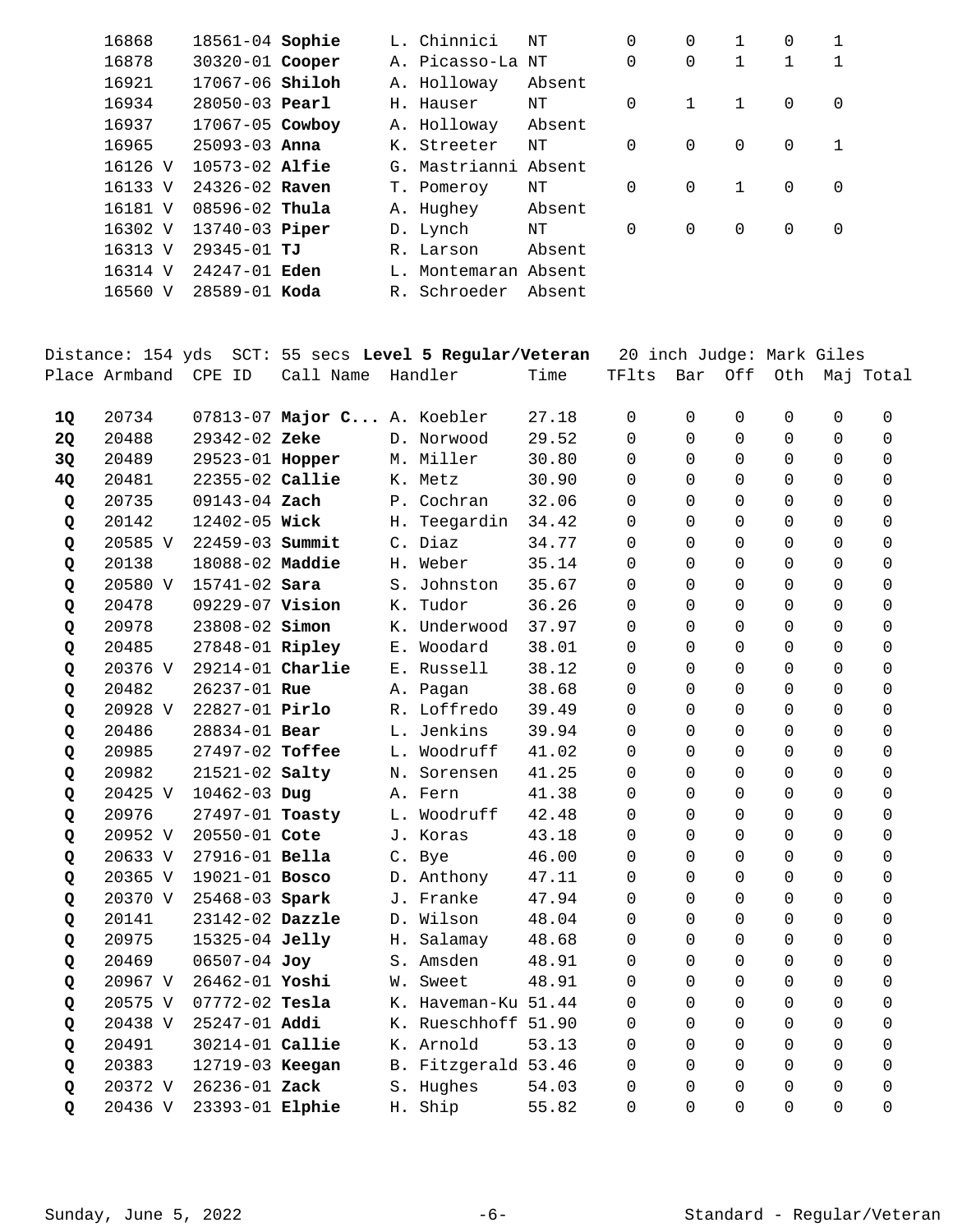| | | | | | | | | | | |
|---|---|---|---|---|---|---|---|---|---|---|
| 16868 | 18561-04 **Sophie** | L. Chinnici | NT | 0 | 0 | 1 | 0 | 1 | | |
| 16878 | 30320-01 **Cooper** | A. Picasso-La | NT | 0 | 0 | 1 | 1 | 1 | | |
| 16921 | 17067-06 **Shiloh** | A. Holloway | Absent | | | | | | | |
| 16934 | 28050-03 **Pearl** | H. Hauser | NT | 0 | 1 | 1 | 0 | 0 | | |
| 16937 | 17067-05 **Cowboy** | A. Holloway | Absent | | | | | | | |
| 16965 | 25093-03 **Anna** | K. Streeter | NT | 0 | 0 | 0 | 0 | 1 | | |
| 16126 V | 10573-02 **Alfie** | G. Mastrianni | Absent | | | | | | | |
| 16133 V | 24326-02 **Raven** | T. Pomeroy | NT | 0 | 0 | 1 | 0 | 0 | | |
| 16181 V | 08596-02 **Thula** | A. Hughey | Absent | | | | | | | |
| 16302 V | 13740-03 **Piper** | D. Lynch | NT | 0 | 0 | 0 | 0 | 0 | | |
| 16313 V | 29345-01 **TJ** | R. Larson | Absent | | | | | | | |
| 16314 V | 24247-01 **Eden** | L. Montemaran | Absent | | | | | | | |
| 16560 V | 28589-01 **Koda** | R. Schroeder | Absent | | | | | | | |

Distance: 154 yds SCT: 55 secs **Level 5 Regular/Veteran** 20 inch Judge: Mark Giles

| Place | Armband | CPE ID | Call Name | Handler | Time | TFlts | Bar | Off | Oth | Maj | Total |
|---|---|---|---|---|---|---|---|---|---|---|---|
| **1Q** | 20734 | 07813-07 | **Major C...** | A. Koebler | 27.18 | 0 | 0 | 0 | 0 | 0 | 0 |
| **2Q** | 20488 | 29342-02 | **Zeke** | D. Norwood | 29.52 | 0 | 0 | 0 | 0 | 0 | 0 |
| **3Q** | 20489 | 29523-01 | **Hopper** | M. Miller | 30.80 | 0 | 0 | 0 | 0 | 0 | 0 |
| **4Q** | 20481 | 22355-02 | **Callie** | K. Metz | 30.90 | 0 | 0 | 0 | 0 | 0 | 0 |
| **Q** | 20735 | 09143-04 | **Zach** | P. Cochran | 32.06 | 0 | 0 | 0 | 0 | 0 | 0 |
| **Q** | 20142 | 12402-05 | **Wick** | H. Teegardin | 34.42 | 0 | 0 | 0 | 0 | 0 | 0 |
| **Q** | 20585 V | 22459-03 | **Summit** | C. Diaz | 34.77 | 0 | 0 | 0 | 0 | 0 | 0 |
| **Q** | 20138 | 18088-02 | **Maddie** | H. Weber | 35.14 | 0 | 0 | 0 | 0 | 0 | 0 |
| **Q** | 20580 V | 15741-02 | **Sara** | S. Johnston | 35.67 | 0 | 0 | 0 | 0 | 0 | 0 |
| **Q** | 20478 | 09229-07 | **Vision** | K. Tudor | 36.26 | 0 | 0 | 0 | 0 | 0 | 0 |
| **Q** | 20978 | 23808-02 | **Simon** | K. Underwood | 37.97 | 0 | 0 | 0 | 0 | 0 | 0 |
| **Q** | 20485 | 27848-01 | **Ripley** | E. Woodard | 38.01 | 0 | 0 | 0 | 0 | 0 | 0 |
| **Q** | 20376 V | 29214-01 | **Charlie** | E. Russell | 38.12 | 0 | 0 | 0 | 0 | 0 | 0 |
| **Q** | 20482 | 26237-01 | **Rue** | A. Pagan | 38.68 | 0 | 0 | 0 | 0 | 0 | 0 |
| **Q** | 20928 V | 22827-01 | **Pirlo** | R. Loffredo | 39.49 | 0 | 0 | 0 | 0 | 0 | 0 |
| **Q** | 20486 | 28834-01 | **Bear** | L. Jenkins | 39.94 | 0 | 0 | 0 | 0 | 0 | 0 |
| **Q** | 20985 | 27497-02 | **Toffee** | L. Woodruff | 41.02 | 0 | 0 | 0 | 0 | 0 | 0 |
| **Q** | 20982 | 21521-02 | **Salty** | N. Sorensen | 41.25 | 0 | 0 | 0 | 0 | 0 | 0 |
| **Q** | 20425 V | 10462-03 | **Dug** | A. Fern | 41.38 | 0 | 0 | 0 | 0 | 0 | 0 |
| **Q** | 20976 | 27497-01 | **Toasty** | L. Woodruff | 42.48 | 0 | 0 | 0 | 0 | 0 | 0 |
| **Q** | 20952 V | 20550-01 | **Cote** | J. Koras | 43.18 | 0 | 0 | 0 | 0 | 0 | 0 |
| **Q** | 20633 V | 27916-01 | **Bella** | C. Bye | 46.00 | 0 | 0 | 0 | 0 | 0 | 0 |
| **Q** | 20365 V | 19021-01 | **Bosco** | D. Anthony | 47.11 | 0 | 0 | 0 | 0 | 0 | 0 |
| **Q** | 20370 V | 25468-03 | **Spark** | J. Franke | 47.94 | 0 | 0 | 0 | 0 | 0 | 0 |
| **Q** | 20141 | 23142-02 | **Dazzle** | D. Wilson | 48.04 | 0 | 0 | 0 | 0 | 0 | 0 |
| **Q** | 20975 | 15325-04 | **Jelly** | H. Salamay | 48.68 | 0 | 0 | 0 | 0 | 0 | 0 |
| **Q** | 20469 | 06507-04 | **Joy** | S. Amsden | 48.91 | 0 | 0 | 0 | 0 | 0 | 0 |
| **Q** | 20967 V | 26462-01 | **Yoshi** | W. Sweet | 48.91 | 0 | 0 | 0 | 0 | 0 | 0 |
| **Q** | 20575 V | 07772-02 | **Tesla** | K. Haveman-Ku | 51.44 | 0 | 0 | 0 | 0 | 0 | 0 |
| **Q** | 20438 V | 25247-01 | **Addi** | K. Rueschhoff | 51.90 | 0 | 0 | 0 | 0 | 0 | 0 |
| **Q** | 20491 | 30214-01 | **Callie** | K. Arnold | 53.13 | 0 | 0 | 0 | 0 | 0 | 0 |
| **Q** | 20383 | 12719-03 | **Keegan** | B. Fitzgerald | 53.46 | 0 | 0 | 0 | 0 | 0 | 0 |
| **Q** | 20372 V | 26236-01 | **Zack** | S. Hughes | 54.03 | 0 | 0 | 0 | 0 | 0 | 0 |
| **Q** | 20436 V | 23393-01 | **Elphie** | H. Ship | 55.82 | 0 | 0 | 0 | 0 | 0 | 0 |

Sunday, June 5, 2022 Standard - Regular/Veteran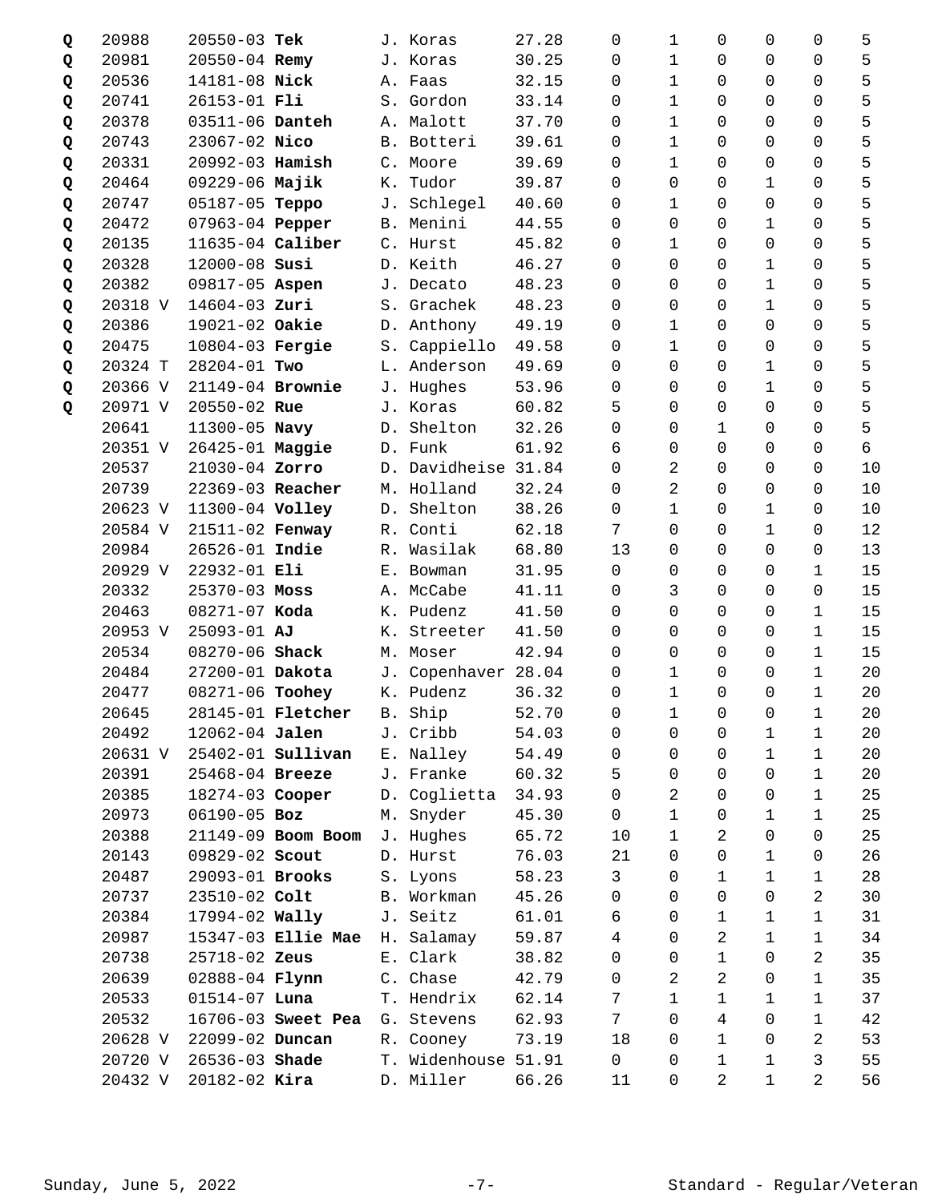| | | | | | | | | | | | |
|---|---|---|---|---|---|---|---|---|---|---|---|
| Q | 20988 | 20550-03 **Tek** | J. Koras | 27.28 | 0 | 1 | 0 | 0 | 0 | 5 |
| Q | 20981 | 20550-04 **Remy** | J. Koras | 30.25 | 0 | 1 | 0 | 0 | 0 | 5 |
| Q | 20536 | 14181-08 **Nick** | A. Faas | 32.15 | 0 | 1 | 0 | 0 | 0 | 5 |
| Q | 20741 | 26153-01 **Fli** | S. Gordon | 33.14 | 0 | 1 | 0 | 0 | 0 | 5 |
| Q | 20378 | 03511-06 **Danteh** | A. Malott | 37.70 | 0 | 1 | 0 | 0 | 0 | 5 |
| Q | 20743 | 23067-02 **Nico** | B. Botteri | 39.61 | 0 | 1 | 0 | 0 | 0 | 5 |
| Q | 20331 | 20992-03 **Hamish** | C. Moore | 39.69 | 0 | 1 | 0 | 0 | 0 | 5 |
| Q | 20464 | 09229-06 **Majik** | K. Tudor | 39.87 | 0 | 0 | 0 | 1 | 0 | 5 |
| Q | 20747 | 05187-05 **Teppo** | J. Schlegel | 40.60 | 0 | 1 | 0 | 0 | 0 | 5 |
| Q | 20472 | 07963-04 **Pepper** | B. Menini | 44.55 | 0 | 0 | 0 | 1 | 0 | 5 |
| Q | 20135 | 11635-04 **Caliber** | C. Hurst | 45.82 | 0 | 1 | 0 | 0 | 0 | 5 |
| Q | 20328 | 12000-08 **Susi** | D. Keith | 46.27 | 0 | 0 | 0 | 1 | 0 | 5 |
| Q | 20382 | 09817-05 **Aspen** | J. Decato | 48.23 | 0 | 0 | 0 | 1 | 0 | 5 |
| Q | 20318 V | 14604-03 **Zuri** | S. Grachek | 48.23 | 0 | 0 | 0 | 1 | 0 | 5 |
| Q | 20386 | 19021-02 **Oakie** | D. Anthony | 49.19 | 0 | 1 | 0 | 0 | 0 | 5 |
| Q | 20475 | 10804-03 **Fergie** | S. Cappiello | 49.58 | 0 | 1 | 0 | 0 | 0 | 5 |
| Q | 20324 T | 28204-01 **Two** | L. Anderson | 49.69 | 0 | 0 | 0 | 1 | 0 | 5 |
| Q | 20366 V | 21149-04 **Brownie** | J. Hughes | 53.96 | 0 | 0 | 0 | 1 | 0 | 5 |
| Q | 20971 V | 20550-02 **Rue** | J. Koras | 60.82 | 5 | 0 | 0 | 0 | 0 | 5 |
| | 20641 | 11300-05 **Navy** | D. Shelton | 32.26 | 0 | 0 | 1 | 0 | 0 | 5 |
| | 20351 V | 26425-01 **Maggie** | D. Funk | 61.92 | 6 | 0 | 0 | 0 | 0 | 6 |
| | 20537 | 21030-04 **Zorro** | D. Davidheise | 31.84 | 0 | 2 | 0 | 0 | 0 | 10 |
| | 20739 | 22369-03 **Reacher** | M. Holland | 32.24 | 0 | 2 | 0 | 0 | 0 | 10 |
| | 20623 V | 11300-04 **Volley** | D. Shelton | 38.26 | 0 | 1 | 0 | 1 | 0 | 10 |
| | 20584 V | 21511-02 **Fenway** | R. Conti | 62.18 | 7 | 0 | 0 | 1 | 0 | 12 |
| | 20984 | 26526-01 **Indie** | R. Wasilak | 68.80 | 13 | 0 | 0 | 0 | 0 | 13 |
| | 20929 V | 22932-01 **Eli** | E. Bowman | 31.95 | 0 | 0 | 0 | 0 | 1 | 15 |
| | 20332 | 25370-03 **Moss** | A. McCabe | 41.11 | 0 | 3 | 0 | 0 | 0 | 15 |
| | 20463 | 08271-07 **Koda** | K. Pudenz | 41.50 | 0 | 0 | 0 | 0 | 1 | 15 |
| | 20953 V | 25093-01 **AJ** | K. Streeter | 41.50 | 0 | 0 | 0 | 0 | 1 | 15 |
| | 20534 | 08270-06 **Shack** | M. Moser | 42.94 | 0 | 0 | 0 | 0 | 1 | 15 |
| | 20484 | 27200-01 **Dakota** | J. Copenhaver | 28.04 | 0 | 1 | 0 | 0 | 1 | 20 |
| | 20477 | 08271-06 **Toohey** | K. Pudenz | 36.32 | 0 | 1 | 0 | 0 | 1 | 20 |
| | 20645 | 28145-01 **Fletcher** | B. Ship | 52.70 | 0 | 1 | 0 | 0 | 1 | 20 |
| | 20492 | 12062-04 **Jalen** | J. Cribb | 54.03 | 0 | 0 | 0 | 1 | 1 | 20 |
| | 20631 V | 25402-01 **Sullivan** | E. Nalley | 54.49 | 0 | 0 | 0 | 1 | 1 | 20 |
| | 20391 | 25468-04 **Breeze** | J. Franke | 60.32 | 5 | 0 | 0 | 0 | 1 | 20 |
| | 20385 | 18274-03 **Cooper** | D. Coglietta | 34.93 | 0 | 2 | 0 | 0 | 1 | 25 |
| | 20973 | 06190-05 **Boz** | M. Snyder | 45.30 | 0 | 1 | 0 | 1 | 1 | 25 |
| | 20388 | 21149-09 **Boom Boom** | J. Hughes | 65.72 | 10 | 1 | 2 | 0 | 0 | 25 |
| | 20143 | 09829-02 **Scout** | D. Hurst | 76.03 | 21 | 0 | 0 | 1 | 0 | 26 |
| | 20487 | 29093-01 **Brooks** | S. Lyons | 58.23 | 3 | 0 | 1 | 1 | 1 | 28 |
| | 20737 | 23510-02 **Colt** | B. Workman | 45.26 | 0 | 0 | 0 | 0 | 2 | 30 |
| | 20384 | 17994-02 **Wally** | J. Seitz | 61.01 | 6 | 0 | 1 | 1 | 1 | 31 |
| | 20987 | 15347-03 **Ellie Mae** | H. Salamay | 59.87 | 4 | 0 | 2 | 1 | 1 | 34 |
| | 20738 | 25718-02 **Zeus** | E. Clark | 38.82 | 0 | 0 | 1 | 0 | 2 | 35 |
| | 20639 | 02888-04 **Flynn** | C. Chase | 42.79 | 0 | 2 | 2 | 0 | 1 | 35 |
| | 20533 | 01514-07 **Luna** | T. Hendrix | 62.14 | 7 | 1 | 1 | 1 | 1 | 37 |
| | 20532 | 16706-03 **Sweet Pea** | G. Stevens | 62.93 | 7 | 0 | 4 | 0 | 1 | 42 |
| | 20628 V | 22099-02 **Duncan** | R. Cooney | 73.19 | 18 | 0 | 1 | 0 | 2 | 53 |
| | 20720 V | 26536-03 **Shade** | T. Widenhouse | 51.91 | 0 | 0 | 1 | 1 | 3 | 55 |
| | 20432 V | 20182-02 **Kira** | D. Miller | 66.26 | 11 | 0 | 2 | 1 | 2 | 56 |

Sunday, June 5, 2022 Standard - Regular/Veteran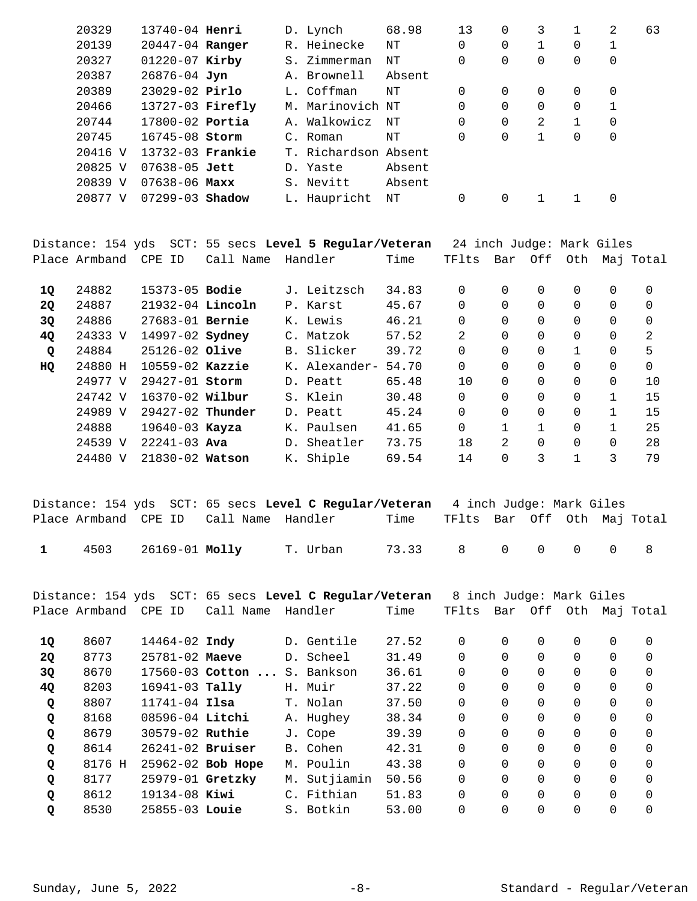| Place | Armband | CPE ID | Call Name | Handler | Time | TFlts | Bar | Off | Oth | Maj | Total |
|---|---|---|---|---|---|---|---|---|---|---|---|
| | 20329 | 13740-04 | **Henri** | D. Lynch | 68.98 | 13 | 0 | 3 | 1 | 2 | 63 |
| | 20139 | 20447-04 | **Ranger** | R. Heinecke | NT | 0 | 0 | 1 | 0 | 1 | |
| | 20327 | 01220-07 | **Kirby** | S. Zimmerman | NT | 0 | 0 | 0 | 0 | 0 | |
| | 20387 | 26876-04 | **Jyn** | A. Brownell | Absent | | | | | | |
| | 20389 | 23029-02 | **Pirlo** | L. Coffman | NT | 0 | 0 | 0 | 0 | 0 | |
| | 20466 | 13727-03 | **Firefly** | M. Marinovich | NT | 0 | 0 | 0 | 0 | 1 | |
| | 20744 | 17800-02 | **Portia** | A. Walkowicz | NT | 0 | 0 | 2 | 1 | 0 | |
| | 20745 | 16745-08 | **Storm** | C. Roman | NT | 0 | 0 | 1 | 0 | 0 | |
| | 20416 V | 13732-03 | **Frankie** | T. Richardson | Absent | | | | | | |
| | 20825 V | 07638-05 | **Jett** | D. Yaste | Absent | | | | | | |
| | 20839 V | 07638-06 | **Maxx** | S. Nevitt | Absent | | | | | | |
| | 20877 V | 07299-03 | **Shadow** | L. Haupricht | NT | 0 | 0 | 1 | 1 | 0 | |

Distance: 154 yds SCT: 55 secs **Level 5 Regular/Veteran** 24 inch Judge: Mark Giles

| Place | Armband | CPE ID | Call Name | Handler | Time | TFlts | Bar | Off | Oth | Maj | Total |
|---|---|---|---|---|---|---|---|---|---|---|---|
| **1Q** | 24882 | 15373-05 | **Bodie** | J. Leitzsch | 34.83 | 0 | 0 | 0 | 0 | 0 | 0 |
| **2Q** | 24887 | 21932-04 | **Lincoln** | P. Karst | 45.67 | 0 | 0 | 0 | 0 | 0 | 0 |
| **3Q** | 24886 | 27683-01 | **Bernie** | K. Lewis | 46.21 | 0 | 0 | 0 | 0 | 0 | 0 |
| **4Q** | 24333 V | 14997-02 | **Sydney** | C. Matzok | 57.52 | 2 | 0 | 0 | 0 | 0 | 2 |
| **Q** | 24884 | 25126-02 | **Olive** | B. Slicker | 39.72 | 0 | 0 | 0 | 1 | 0 | 5 |
| **HQ** | 24880 H | 10559-02 | **Kazzie** | K. Alexander- | 54.70 | 0 | 0 | 0 | 0 | 0 | 0 |
| | 24977 V | 29427-01 | **Storm** | D. Peatt | 65.48 | 10 | 0 | 0 | 0 | 0 | 10 |
| | 24742 V | 16370-02 | **Wilbur** | S. Klein | 30.48 | 0 | 0 | 0 | 0 | 1 | 15 |
| | 24989 V | 29427-02 | **Thunder** | D. Peatt | 45.24 | 0 | 0 | 0 | 0 | 1 | 15 |
| | 24888 | 19640-03 | **Kayza** | K. Paulsen | 41.65 | 0 | 1 | 1 | 0 | 1 | 25 |
| | 24539 V | 22241-03 | **Ava** | D. Sheatler | 73.75 | 18 | 2 | 0 | 0 | 0 | 28 |
| | 24480 V | 21830-02 | **Watson** | K. Shiple | 69.54 | 14 | 0 | 3 | 1 | 3 | 79 |

Distance: 154 yds SCT: 65 secs **Level C Regular/Veteran** 4 inch Judge: Mark Giles

| Place | Armband | CPE ID | Call Name | Handler | Time | TFlts | Bar | Off | Oth | Maj | Total |
|---|---|---|---|---|---|---|---|---|---|---|---|
| **1** | 4503 | 26169-01 | **Molly** | T. Urban | 73.33 | 8 | 0 | 0 | 0 | 0 | 8 |

Distance: 154 yds SCT: 65 secs **Level C Regular/Veteran** 8 inch Judge: Mark Giles

| Place | Armband | CPE ID | Call Name | Handler | Time | TFlts | Bar | Off | Oth | Maj | Total |
|---|---|---|---|---|---|---|---|---|---|---|---|
| **1Q** | 8607 | 14464-02 | **Indy** | D. Gentile | 27.52 | 0 | 0 | 0 | 0 | 0 | 0 |
| **2Q** | 8773 | 25781-02 | **Maeve** | D. Scheel | 31.49 | 0 | 0 | 0 | 0 | 0 | 0 |
| **3Q** | 8670 | 17560-03 | **Cotton ...** | S. Bankson | 36.61 | 0 | 0 | 0 | 0 | 0 | 0 |
| **4Q** | 8203 | 16941-03 | **Tally** | H. Muir | 37.22 | 0 | 0 | 0 | 0 | 0 | 0 |
| **Q** | 8807 | 11741-04 | **Ilsa** | T. Nolan | 37.50 | 0 | 0 | 0 | 0 | 0 | 0 |
| **Q** | 8168 | 08596-04 | **Litchi** | A. Hughey | 38.34 | 0 | 0 | 0 | 0 | 0 | 0 |
| **Q** | 8679 | 30579-02 | **Ruthie** | J. Cope | 39.39 | 0 | 0 | 0 | 0 | 0 | 0 |
| **Q** | 8614 | 26241-02 | **Bruiser** | B. Cohen | 42.31 | 0 | 0 | 0 | 0 | 0 | 0 |
| **Q** | 8176 H | 25962-02 | **Bob Hope** | M. Poulin | 43.38 | 0 | 0 | 0 | 0 | 0 | 0 |
| **Q** | 8177 | 25979-01 | **Gretzky** | M. Sutjiamin | 50.56 | 0 | 0 | 0 | 0 | 0 | 0 |
| **Q** | 8612 | 19134-08 | **Kiwi** | C. Fithian | 51.83 | 0 | 0 | 0 | 0 | 0 | 0 |
| **Q** | 8530 | 25855-03 | **Louie** | S. Botkin | 53.00 | 0 | 0 | 0 | 0 | 0 | 0 |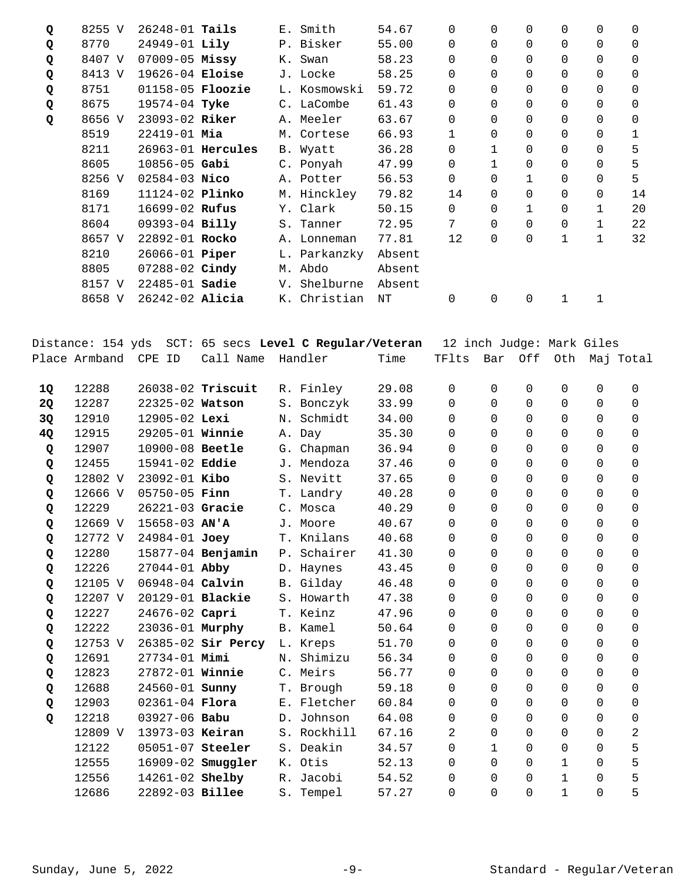| Place | Armband | CPE ID | Call Name | Handler | Time | TFlts | Bar | Off | Oth | Maj | Total |
|---|---|---|---|---|---|---|---|---|---|---|---|
| **Q** | 8255 V | 26248-01 | **Tails** | E. Smith | 54.67 | 0 | 0 | 0 | 0 | 0 | 0 |
| **Q** | 8770 | 24949-01 | **Lily** | P. Bisker | 55.00 | 0 | 0 | 0 | 0 | 0 | 0 |
| **Q** | 8407 V | 07009-05 | **Missy** | K. Swan | 58.23 | 0 | 0 | 0 | 0 | 0 | 0 |
| **Q** | 8413 V | 19626-04 | **Eloise** | J. Locke | 58.25 | 0 | 0 | 0 | 0 | 0 | 0 |
| **Q** | 8751 | 01158-05 | **Floozie** | L. Kosmowski | 59.72 | 0 | 0 | 0 | 0 | 0 | 0 |
| **Q** | 8675 | 19574-04 | **Tyke** | C. LaCombe | 61.43 | 0 | 0 | 0 | 0 | 0 | 0 |
| **Q** | 8656 V | 23093-02 | **Riker** | A. Meeler | 63.67 | 0 | 0 | 0 | 0 | 0 | 0 |
| | 8519 | 22419-01 | **Mia** | M. Cortese | 66.93 | 1 | 0 | 0 | 0 | 0 | 1 |
| | 8211 | 26963-01 | **Hercules** | B. Wyatt | 36.28 | 0 | 1 | 0 | 0 | 0 | 5 |
| | 8605 | 10856-05 | **Gabi** | C. Ponyah | 47.99 | 0 | 1 | 0 | 0 | 0 | 5 |
| | 8256 V | 02584-03 | **Nico** | A. Potter | 56.53 | 0 | 0 | 1 | 0 | 0 | 5 |
| | 8169 | 11124-02 | **Plinko** | M. Hinckley | 79.82 | 14 | 0 | 0 | 0 | 0 | 14 |
| | 8171 | 16699-02 | **Rufus** | Y. Clark | 50.15 | 0 | 0 | 1 | 0 | 1 | 20 |
| | 8604 | 09393-04 | **Billy** | S. Tanner | 72.95 | 7 | 0 | 0 | 0 | 1 | 22 |
| | 8657 V | 22892-01 | **Rocko** | A. Lonneman | 77.81 | 12 | 0 | 0 | 1 | 1 | 32 |
| | 8210 | 26066-01 | **Piper** | L. Parkanzky | Absent | | | | | | |
| | 8805 | 07288-02 | **Cindy** | M. Abdo | Absent | | | | | | |
| | 8157 V | 22485-01 | **Sadie** | V. Shelburne | Absent | | | | | | |
| | 8658 V | 26242-02 | **Alicia** | K. Christian | NT | 0 | 0 | 0 | 1 | 1 | |

Distance: 154 yds SCT: 65 secs **Level C Regular/Veteran** 12 inch Judge: Mark Giles

| Place | Armband | CPE ID | Call Name | Handler | Time | TFlts | Bar | Off | Oth | Maj | Total |
|---|---|---|---|---|---|---|---|---|---|---|---|
| **1Q** | 12288 | 26038-02 | **Triscuit** | R. Finley | 29.08 | 0 | 0 | 0 | 0 | 0 | 0 |
| **2Q** | 12287 | 22325-02 | **Watson** | S. Bonczyk | 33.99 | 0 | 0 | 0 | 0 | 0 | 0 |
| **3Q** | 12910 | 12905-02 | **Lexi** | N. Schmidt | 34.00 | 0 | 0 | 0 | 0 | 0 | 0 |
| **4Q** | 12915 | 29205-01 | **Winnie** | A. Day | 35.30 | 0 | 0 | 0 | 0 | 0 | 0 |
| **Q** | 12907 | 10900-08 | **Beetle** | G. Chapman | 36.94 | 0 | 0 | 0 | 0 | 0 | 0 |
| **Q** | 12455 | 15941-02 | **Eddie** | J. Mendoza | 37.46 | 0 | 0 | 0 | 0 | 0 | 0 |
| **Q** | 12802 V | 23092-01 | **Kibo** | S. Nevitt | 37.65 | 0 | 0 | 0 | 0 | 0 | 0 |
| **Q** | 12666 V | 05750-05 | **Finn** | T. Landry | 40.28 | 0 | 0 | 0 | 0 | 0 | 0 |
| **Q** | 12229 | 26221-03 | **Gracie** | C. Mosca | 40.29 | 0 | 0 | 0 | 0 | 0 | 0 |
| **Q** | 12669 V | 15658-03 | **AN'A** | J. Moore | 40.67 | 0 | 0 | 0 | 0 | 0 | 0 |
| **Q** | 12772 V | 24984-01 | **Joey** | T. Knilans | 40.68 | 0 | 0 | 0 | 0 | 0 | 0 |
| **Q** | 12280 | 15877-04 | **Benjamin** | P. Schairer | 41.30 | 0 | 0 | 0 | 0 | 0 | 0 |
| **Q** | 12226 | 27044-01 | **Abby** | D. Haynes | 43.45 | 0 | 0 | 0 | 0 | 0 | 0 |
| **Q** | 12105 V | 06948-04 | **Calvin** | B. Gilday | 46.48 | 0 | 0 | 0 | 0 | 0 | 0 |
| **Q** | 12207 V | 20129-01 | **Blackie** | S. Howarth | 47.38 | 0 | 0 | 0 | 0 | 0 | 0 |
| **Q** | 12227 | 24676-02 | **Capri** | T. Keinz | 47.96 | 0 | 0 | 0 | 0 | 0 | 0 |
| **Q** | 12222 | 23036-01 | **Murphy** | B. Kamel | 50.64 | 0 | 0 | 0 | 0 | 0 | 0 |
| **Q** | 12753 V | 26385-02 | **Sir Percy** | L. Kreps | 51.70 | 0 | 0 | 0 | 0 | 0 | 0 |
| **Q** | 12691 | 27734-01 | **Mimi** | N. Shimizu | 56.34 | 0 | 0 | 0 | 0 | 0 | 0 |
| **Q** | 12823 | 27872-01 | **Winnie** | C. Meirs | 56.77 | 0 | 0 | 0 | 0 | 0 | 0 |
| **Q** | 12688 | 24560-01 | **Sunny** | T. Brough | 59.18 | 0 | 0 | 0 | 0 | 0 | 0 |
| **Q** | 12903 | 02361-04 | **Flora** | E. Fletcher | 60.84 | 0 | 0 | 0 | 0 | 0 | 0 |
| **Q** | 12218 | 03927-06 | **Babu** | D. Johnson | 64.08 | 0 | 0 | 0 | 0 | 0 | 0 |
| | 12809 V | 13973-03 | **Keiran** | S. Rockhill | 67.16 | 2 | 0 | 0 | 0 | 0 | 2 |
| | 12122 | 05051-07 | **Steeler** | S. Deakin | 34.57 | 0 | 1 | 0 | 0 | 0 | 5 |
| | 12555 | 16909-02 | **Smuggler** | K. Otis | 52.13 | 0 | 0 | 0 | 1 | 0 | 5 |
| | 12556 | 14261-02 | **Shelby** | R. Jacobi | 54.52 | 0 | 0 | 0 | 1 | 0 | 5 |
| | 12686 | 22892-03 | **Billee** | S. Tempel | 57.27 | 0 | 0 | 0 | 1 | 0 | 5 |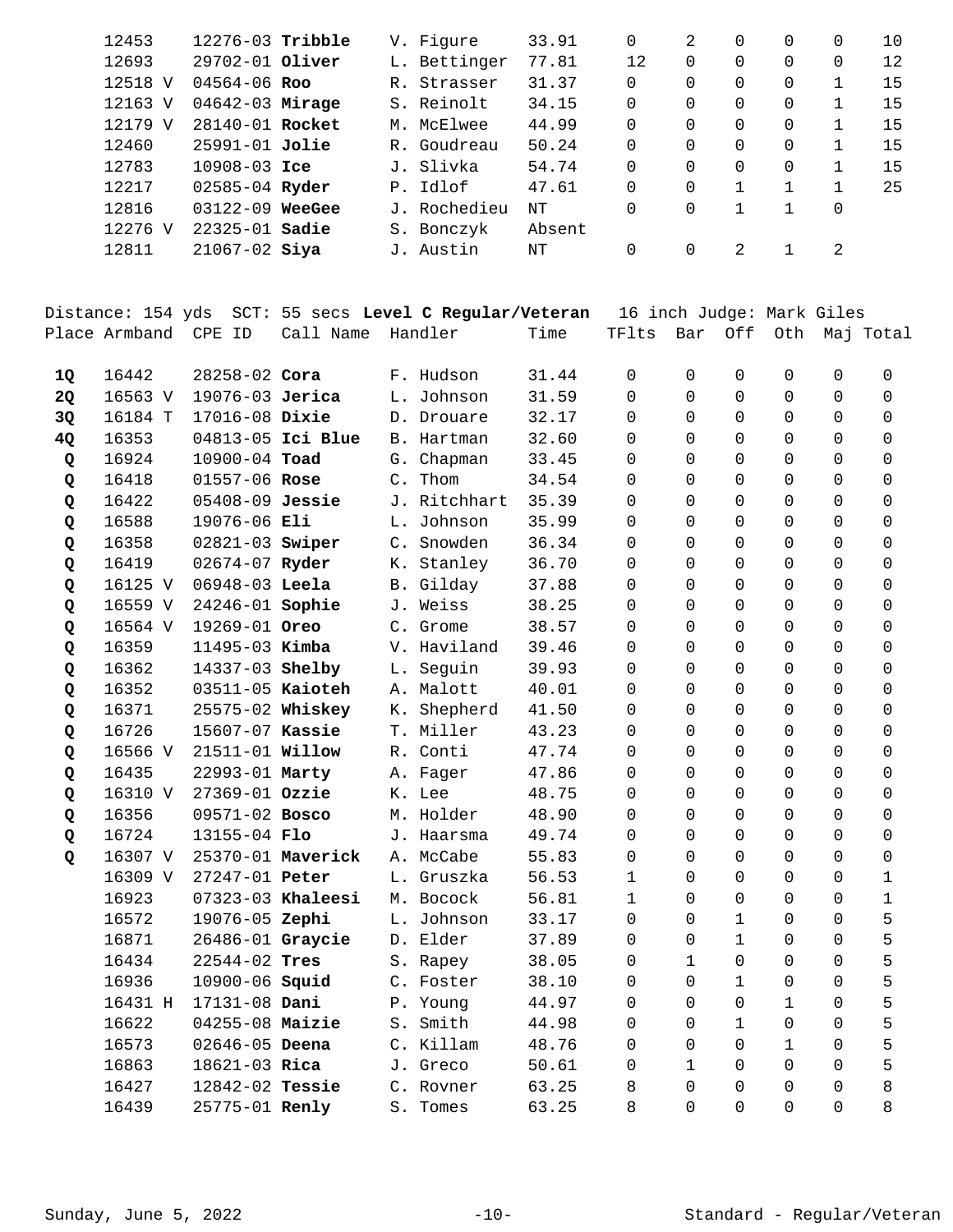| Place | Armband | CPE ID | Call Name | Handler | Time | TFlts | Bar | Off | Oth | Maj | Total |
|---|---|---|---|---|---|---|---|---|---|---|---|
| | 12453 | 12276-03 | **Tribble** | V. Figure | 33.91 | 0 | 2 | 0 | 0 | 0 | 10 |
| | 12693 | 29702-01 | **Oliver** | L. Bettinger | 77.81 | 12 | 0 | 0 | 0 | 0 | 12 |
| | 12518 V | 04564-06 | **Roo** | R. Strasser | 31.37 | 0 | 0 | 0 | 0 | 1 | 15 |
| | 12163 V | 04642-03 | **Mirage** | S. Reinolt | 34.15 | 0 | 0 | 0 | 0 | 1 | 15 |
| | 12179 V | 28140-01 | **Rocket** | M. McElwee | 44.99 | 0 | 0 | 0 | 0 | 1 | 15 |
| | 12460 | 25991-01 | **Jolie** | R. Goudreau | 50.24 | 0 | 0 | 0 | 0 | 1 | 15 |
| | 12783 | 10908-03 | **Ice** | J. Slivka | 54.74 | 0 | 0 | 0 | 0 | 1 | 15 |
| | 12217 | 02585-04 | **Ryder** | P. Idlof | 47.61 | 0 | 0 | 1 | 1 | 1 | 25 |
| | 12816 | 03122-09 | **WeeGee** | J. Rochedieu | NT | 0 | 0 | 1 | 1 | 0 | |
| | 12276 V | 22325-01 | **Sadie** | S. Bonczyk | Absent | | | | | | |
| | 12811 | 21067-02 | **Siya** | J. Austin | NT | 0 | 0 | 2 | 1 | 2 | |

Distance: 154 yds SCT: 55 secs **Level C Regular/Veteran** 16 inch Judge: Mark Giles

| Place | Armband | CPE ID | Call Name | Handler | Time | TFlts | Bar | Off | Oth | Maj | Total |
|---|---|---|---|---|---|---|---|---|---|---|---|
| **1Q** | 16442 | 28258-02 | **Cora** | F. Hudson | 31.44 | 0 | 0 | 0 | 0 | 0 | 0 |
| **2Q** | 16563 V | 19076-03 | **Jerica** | L. Johnson | 31.59 | 0 | 0 | 0 | 0 | 0 | 0 |
| **3Q** | 16184 T | 17016-08 | **Dixie** | D. Drouare | 32.17 | 0 | 0 | 0 | 0 | 0 | 0 |
| **4Q** | 16353 | 04813-05 | **Ici Blue** | B. Hartman | 32.60 | 0 | 0 | 0 | 0 | 0 | 0 |
| **Q** | 16924 | 10900-04 | **Toad** | G. Chapman | 33.45 | 0 | 0 | 0 | 0 | 0 | 0 |
| **Q** | 16418 | 01557-06 | **Rose** | C. Thom | 34.54 | 0 | 0 | 0 | 0 | 0 | 0 |
| **Q** | 16422 | 05408-09 | **Jessie** | J. Ritchhart | 35.39 | 0 | 0 | 0 | 0 | 0 | 0 |
| **Q** | 16588 | 19076-06 | **Eli** | L. Johnson | 35.99 | 0 | 0 | 0 | 0 | 0 | 0 |
| **Q** | 16358 | 02821-03 | **Swiper** | C. Snowden | 36.34 | 0 | 0 | 0 | 0 | 0 | 0 |
| **Q** | 16419 | 02674-07 | **Ryder** | K. Stanley | 36.70 | 0 | 0 | 0 | 0 | 0 | 0 |
| **Q** | 16125 V | 06948-03 | **Leela** | B. Gilday | 37.88 | 0 | 0 | 0 | 0 | 0 | 0 |
| **Q** | 16559 V | 24246-01 | **Sophie** | J. Weiss | 38.25 | 0 | 0 | 0 | 0 | 0 | 0 |
| **Q** | 16564 V | 19269-01 | **Oreo** | C. Grome | 38.57 | 0 | 0 | 0 | 0 | 0 | 0 |
| **Q** | 16359 | 11495-03 | **Kimba** | V. Haviland | 39.46 | 0 | 0 | 0 | 0 | 0 | 0 |
| **Q** | 16362 | 14337-03 | **Shelby** | L. Seguin | 39.93 | 0 | 0 | 0 | 0 | 0 | 0 |
| **Q** | 16352 | 03511-05 | **Kaioteh** | A. Malott | 40.01 | 0 | 0 | 0 | 0 | 0 | 0 |
| **Q** | 16371 | 25575-02 | **Whiskey** | K. Shepherd | 41.50 | 0 | 0 | 0 | 0 | 0 | 0 |
| **Q** | 16726 | 15607-07 | **Kassie** | T. Miller | 43.23 | 0 | 0 | 0 | 0 | 0 | 0 |
| **Q** | 16566 V | 21511-01 | **Willow** | R. Conti | 47.74 | 0 | 0 | 0 | 0 | 0 | 0 |
| **Q** | 16435 | 22993-01 | **Marty** | A. Fager | 47.86 | 0 | 0 | 0 | 0 | 0 | 0 |
| **Q** | 16310 V | 27369-01 | **Ozzie** | K. Lee | 48.75 | 0 | 0 | 0 | 0 | 0 | 0 |
| **Q** | 16356 | 09571-02 | **Bosco** | M. Holder | 48.90 | 0 | 0 | 0 | 0 | 0 | 0 |
| **Q** | 16724 | 13155-04 | **Flo** | J. Haarsma | 49.74 | 0 | 0 | 0 | 0 | 0 | 0 |
| **Q** | 16307 V | 25370-01 | **Maverick** | A. McCabe | 55.83 | 0 | 0 | 0 | 0 | 0 | 0 |
| | 16309 V | 27247-01 | **Peter** | L. Gruszka | 56.53 | 1 | 0 | 0 | 0 | 0 | 1 |
| | 16923 | 07323-03 | **Khaleesi** | M. Bocock | 56.81 | 1 | 0 | 0 | 0 | 0 | 1 |
| | 16572 | 19076-05 | **Zephi** | L. Johnson | 33.17 | 0 | 0 | 1 | 0 | 0 | 5 |
| | 16871 | 26486-01 | **Graycie** | D. Elder | 37.89 | 0 | 0 | 1 | 0 | 0 | 5 |
| | 16434 | 22544-02 | **Tres** | S. Rapey | 38.05 | 0 | 1 | 0 | 0 | 0 | 5 |
| | 16936 | 10900-06 | **Squid** | C. Foster | 38.10 | 0 | 0 | 1 | 0 | 0 | 5 |
| | 16431 H | 17131-08 | **Dani** | P. Young | 44.97 | 0 | 0 | 0 | 1 | 0 | 5 |
| | 16622 | 04255-08 | **Maizie** | S. Smith | 44.98 | 0 | 0 | 1 | 0 | 0 | 5 |
| | 16573 | 02646-05 | **Deena** | C. Killam | 48.76 | 0 | 0 | 0 | 1 | 0 | 5 |
| | 16863 | 18621-03 | **Rica** | J. Greco | 50.61 | 0 | 1 | 0 | 0 | 0 | 5 |
| | 16427 | 12842-02 | **Tessie** | C. Rovner | 63.25 | 8 | 0 | 0 | 0 | 0 | 8 |
| | 16439 | 25775-01 | **Renly** | S. Tomes | 63.25 | 8 | 0 | 0 | 0 | 0 | 8 |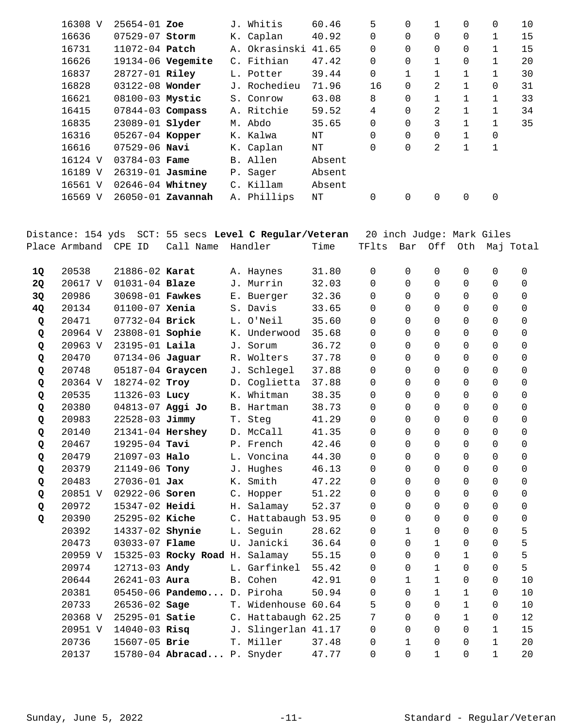| Place | Armband | CPE ID | Call Name | Handler | Time | TFlts | Bar | Off | Oth | Maj | Total |
|---|---|---|---|---|---|---|---|---|---|---|---|
| | 16308 V | 25654-01 | **Zoe** | J. Whitis | 60.46 | 5 | 0 | 1 | 0 | 0 | 10 |
| | 16636 | 07529-07 | **Storm** | K. Caplan | 40.92 | 0 | 0 | 0 | 0 | 1 | 15 |
| | 16731 | 11072-04 | **Patch** | A. Okrasinski | 41.65 | 0 | 0 | 0 | 0 | 1 | 15 |
| | 16626 | 19134-06 | **Vegemite** | C. Fithian | 47.42 | 0 | 0 | 1 | 0 | 1 | 20 |
| | 16837 | 28727-01 | **Riley** | L. Potter | 39.44 | 0 | 1 | 1 | 1 | 1 | 30 |
| | 16828 | 03122-08 | **Wonder** | J. Rochedieu | 71.96 | 16 | 0 | 2 | 1 | 0 | 31 |
| | 16621 | 08100-03 | **Mystic** | S. Conrow | 63.08 | 8 | 0 | 1 | 1 | 1 | 33 |
| | 16415 | 07844-03 | **Compass** | A. Ritchie | 59.52 | 4 | 0 | 2 | 1 | 1 | 34 |
| | 16835 | 23089-01 | **Slyder** | M. Abdo | 35.65 | 0 | 0 | 3 | 1 | 1 | 35 |
| | 16316 | 05267-04 | **Kopper** | K. Kalwa | NT | 0 | 0 | 0 | 1 | 0 | |
| | 16616 | 07529-06 | **Navi** | K. Caplan | NT | 0 | 0 | 2 | 1 | 1 | |
| | 16124 V | 03784-03 | **Fame** | B. Allen | Absent | | | | | | |
| | 16189 V | 26319-01 | **Jasmine** | P. Sager | Absent | | | | | | |
| | 16561 V | 02646-04 | **Whitney** | C. Killam | Absent | | | | | | |
| | 16569 V | 26050-01 | **Zavannah** | A. Phillips | NT | 0 | 0 | 0 | 0 | 0 | |

Distance: 154 yds SCT: 55 secs **Level C Regular/Veteran** 20 inch Judge: Mark Giles

| Place | Armband | CPE ID | Call Name | Handler | Time | TFlts | Bar | Off | Oth | Maj | Total |
|---|---|---|---|---|---|---|---|---|---|---|---|
| **1Q** | 20538 | 21886-02 | **Karat** | A. Haynes | 31.80 | 0 | 0 | 0 | 0 | 0 | 0 |
| **2Q** | 20617 V | 01031-04 | **Blaze** | J. Murrin | 32.03 | 0 | 0 | 0 | 0 | 0 | 0 |
| **3Q** | 20986 | 30698-01 | **Fawkes** | E. Buerger | 32.36 | 0 | 0 | 0 | 0 | 0 | 0 |
| **4Q** | 20134 | 01100-07 | **Xenia** | S. Davis | 33.65 | 0 | 0 | 0 | 0 | 0 | 0 |
| **Q** | 20471 | 07732-04 | **Brick** | L. O'Neil | 35.60 | 0 | 0 | 0 | 0 | 0 | 0 |
| **Q** | 20964 V | 23808-01 | **Sophie** | K. Underwood | 35.68 | 0 | 0 | 0 | 0 | 0 | 0 |
| **Q** | 20963 V | 23195-01 | **Laila** | J. Sorum | 36.72 | 0 | 0 | 0 | 0 | 0 | 0 |
| **Q** | 20470 | 07134-06 | **Jaguar** | R. Wolters | 37.78 | 0 | 0 | 0 | 0 | 0 | 0 |
| **Q** | 20748 | 05187-04 | **Graycen** | J. Schlegel | 37.88 | 0 | 0 | 0 | 0 | 0 | 0 |
| **Q** | 20364 V | 18274-02 | **Troy** | D. Coglietta | 37.88 | 0 | 0 | 0 | 0 | 0 | 0 |
| **Q** | 20535 | 11326-03 | **Lucy** | K. Whitman | 38.35 | 0 | 0 | 0 | 0 | 0 | 0 |
| **Q** | 20380 | 04813-07 | **Aggi Jo** | B. Hartman | 38.73 | 0 | 0 | 0 | 0 | 0 | 0 |
| **Q** | 20983 | 22528-03 | **Jimmy** | T. Steg | 41.29 | 0 | 0 | 0 | 0 | 0 | 0 |
| **Q** | 20140 | 21341-04 | **Hershey** | D. McCall | 41.35 | 0 | 0 | 0 | 0 | 0 | 0 |
| **Q** | 20467 | 19295-04 | **Tavi** | P. French | 42.46 | 0 | 0 | 0 | 0 | 0 | 0 |
| **Q** | 20479 | 21097-03 | **Halo** | L. Voncina | 44.30 | 0 | 0 | 0 | 0 | 0 | 0 |
| **Q** | 20379 | 21149-06 | **Tony** | J. Hughes | 46.13 | 0 | 0 | 0 | 0 | 0 | 0 |
| **Q** | 20483 | 27036-01 | **Jax** | K. Smith | 47.22 | 0 | 0 | 0 | 0 | 0 | 0 |
| **Q** | 20851 V | 02922-06 | **Soren** | C. Hopper | 51.22 | 0 | 0 | 0 | 0 | 0 | 0 |
| **Q** | 20972 | 15347-02 | **Heidi** | H. Salamay | 52.37 | 0 | 0 | 0 | 0 | 0 | 0 |
| **Q** | 20390 | 25295-02 | **Kiche** | C. Hattabaugh | 53.95 | 0 | 0 | 0 | 0 | 0 | 0 |
| | 20392 | 14337-02 | **Shynie** | L. Seguin | 28.62 | 0 | 1 | 0 | 0 | 0 | 5 |
| | 20473 | 03033-07 | **Flame** | U. Janicki | 36.64 | 0 | 0 | 1 | 0 | 0 | 5 |
| | 20959 V | 15325-03 | **Rocky Road** | H. Salamay | 55.15 | 0 | 0 | 0 | 1 | 0 | 5 |
| | 20974 | 12713-03 | **Andy** | L. Garfinkel | 55.42 | 0 | 0 | 1 | 0 | 0 | 5 |
| | 20644 | 26241-03 | **Aura** | B. Cohen | 42.91 | 0 | 1 | 1 | 0 | 0 | 10 |
| | 20381 | 05450-06 | **Pandemo...** | D. Piroha | 50.94 | 0 | 0 | 1 | 1 | 0 | 10 |
| | 20733 | 26536-02 | **Sage** | T. Widenhouse | 60.64 | 5 | 0 | 0 | 1 | 0 | 10 |
| | 20368 V | 25295-01 | **Satie** | C. Hattabaugh | 62.25 | 7 | 0 | 0 | 1 | 0 | 12 |
| | 20951 V | 14040-03 | **Risq** | J. Slingerlan | 41.17 | 0 | 0 | 0 | 0 | 1 | 15 |
| | 20736 | 15607-05 | **Brie** | T. Miller | 37.48 | 0 | 1 | 0 | 0 | 1 | 20 |
| | 20137 | 15780-04 | **Abracad...** | P. Snyder | 47.77 | 0 | 0 | 1 | 0 | 1 | 20 |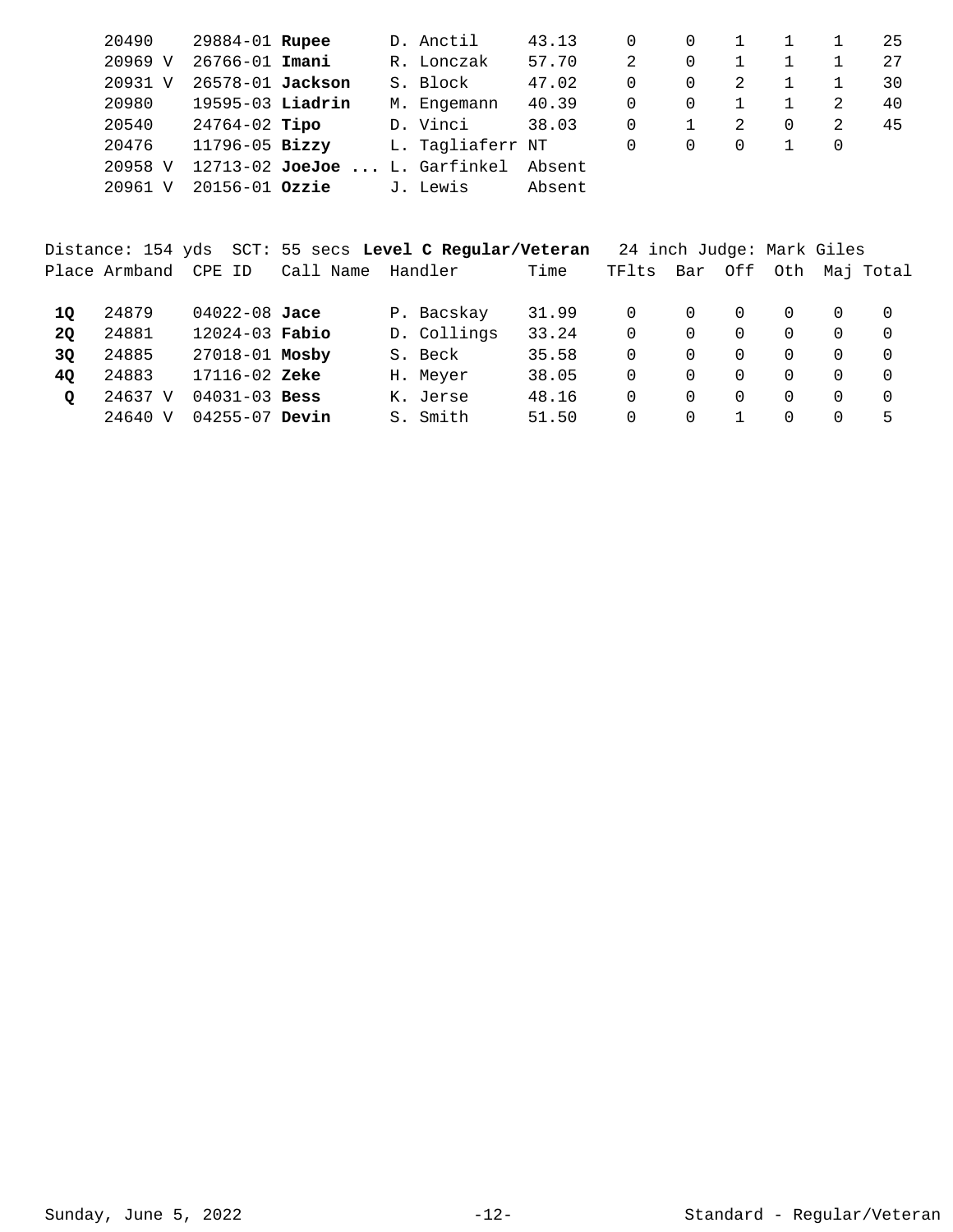| Place | Armband | CPE ID | Call Name | Handler | Time | TFlts | Bar | Off | Oth | Maj | Total |
|---|---|---|---|---|---|---|---|---|---|---|---|
| | 20490 | 29884-01 | **Rupee** | D. Anctil | 43.13 | 0 | 0 | 1 | 1 | 1 | 25 |
| | 20969 V | 26766-01 | **Imani** | R. Lonczak | 57.70 | 2 | 0 | 1 | 1 | 1 | 27 |
| | 20931 V | 26578-01 | **Jackson** | S. Block | 47.02 | 0 | 0 | 2 | 1 | 1 | 30 |
| | 20980 | 19595-03 | **Liadrin** | M. Engemann | 40.39 | 0 | 0 | 1 | 1 | 2 | 40 |
| | 20540 | 24764-02 | **Tipo** | D. Vinci | 38.03 | 0 | 1 | 2 | 0 | 2 | 45 |
| | 20476 | 11796-05 | **Bizzy** | L. Tagliaferr | NT | 0 | 0 | 0 | 1 | 0 | |
| | 20958 V | 12713-02 | **JoeJoe ...** | L. Garfinkel | Absent | | | | | | |
| | 20961 V | 20156-01 | **Ozzie** | J. Lewis | Absent | | | | | | |

Distance: 154 yds SCT: 55 secs **Level C Regular/Veteran** 24 inch Judge: Mark Giles

| Place | Armband | CPE ID | Call Name | Handler | Time | TFlts | Bar | Off | Oth | Maj | Total |
|---|---|---|---|---|---|---|---|---|---|---|---|
| **1Q** | 24879 | 04022-08 | **Jace** | P. Bacskay | 31.99 | 0 | 0 | 0 | 0 | 0 | 0 |
| **2Q** | 24881 | 12024-03 | **Fabio** | D. Collings | 33.24 | 0 | 0 | 0 | 0 | 0 | 0 |
| **3Q** | 24885 | 27018-01 | **Mosby** | S. Beck | 35.58 | 0 | 0 | 0 | 0 | 0 | 0 |
| **4Q** | 24883 | 17116-02 | **Zeke** | H. Meyer | 38.05 | 0 | 0 | 0 | 0 | 0 | 0 |
| **Q** | 24637 V | 04031-03 | **Bess** | K. Jerse | 48.16 | 0 | 0 | 0 | 0 | 0 | 0 |
| | 24640 V | 04255-07 | **Devin** | S. Smith | 51.50 | 0 | 0 | 1 | 0 | 0 | 5 |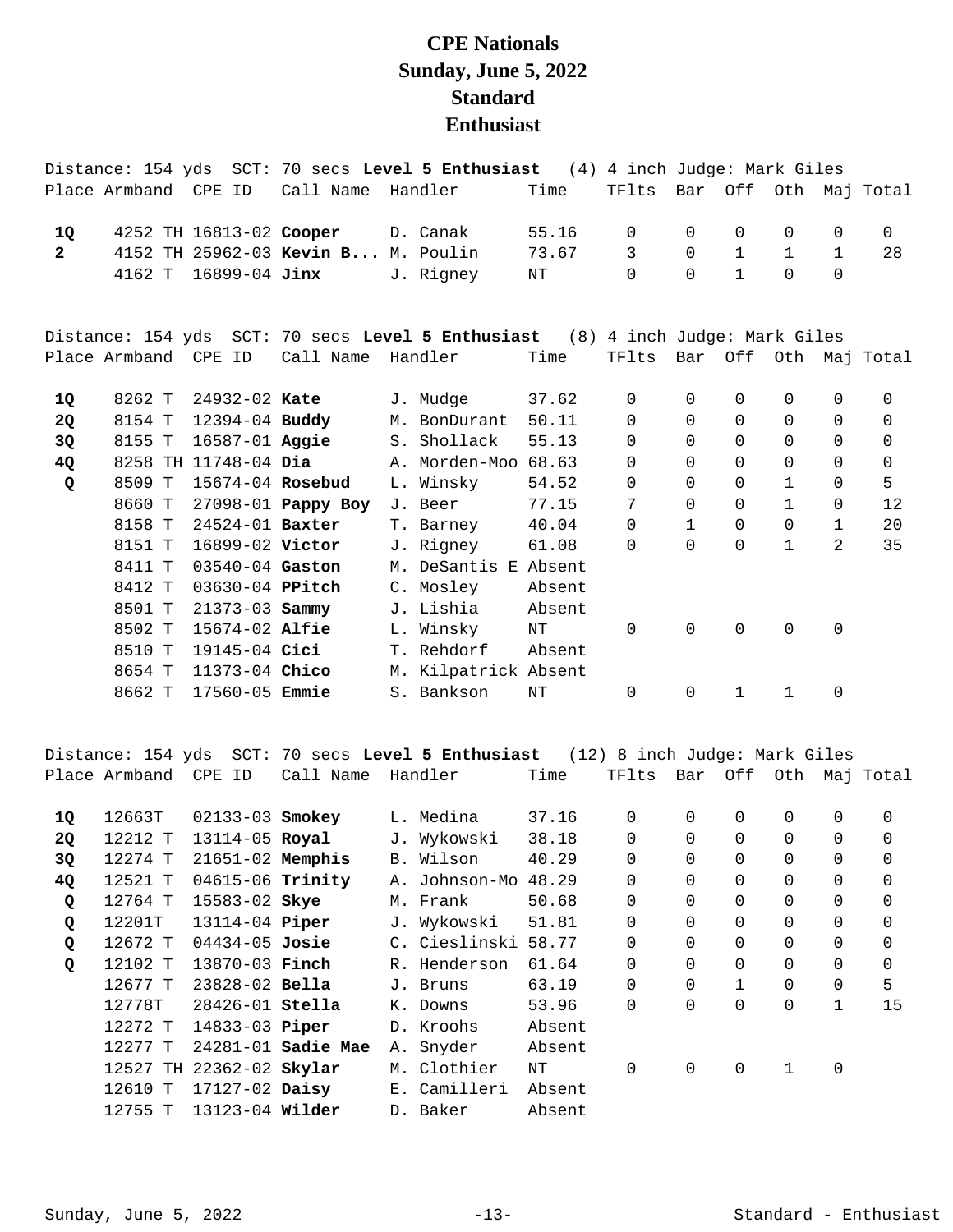# CPE Nationals
# Sunday, June 5, 2022
# Standard
# Enthusiast

Distance: 154 yds SCT: 70 secs **Level 5 Enthusiast** (4) 4 inch Judge: Mark Giles

| Place | Armband | CPE ID | Call Name | Handler | Time | TFlts | Bar | Off | Oth | Maj | Total |
|---|---|---|---|---|---|---|---|---|---|---|---|
| **1Q** | 4252 TH | 16813-02 | **Cooper** | D. Canak | 55.16 | 0 | 0 | 0 | 0 | 0 | 0 |
| **2** | 4152 TH | 25962-03 | **Kevin B...** | M. Poulin | 73.67 | 3 | 0 | 1 | 1 | 1 | 28 |
| | 4162 T | 16899-04 | **Jinx** | J. Rigney | NT | 0 | 0 | 1 | 0 | 0 | |

Distance: 154 yds SCT: 70 secs **Level 5 Enthusiast** (8) 4 inch Judge: Mark Giles

| Place | Armband | CPE ID | Call Name | Handler | Time | TFlts | Bar | Off | Oth | Maj | Total |
|---|---|---|---|---|---|---|---|---|---|---|---|
| **1Q** | 8262 T | 24932-02 | **Kate** | J. Mudge | 37.62 | 0 | 0 | 0 | 0 | 0 | 0 |
| **2Q** | 8154 T | 12394-04 | **Buddy** | M. BonDurant | 50.11 | 0 | 0 | 0 | 0 | 0 | 0 |
| **3Q** | 8155 T | 16587-01 | **Aggie** | S. Shollack | 55.13 | 0 | 0 | 0 | 0 | 0 | 0 |
| **4Q** | 8258 TH | 11748-04 | **Dia** | A. Morden-Moo | 68.63 | 0 | 0 | 0 | 0 | 0 | 0 |
| **Q** | 8509 T | 15674-04 | **Rosebud** | L. Winsky | 54.52 | 0 | 0 | 0 | 1 | 0 | 5 |
| | 8660 T | 27098-01 | **Pappy Boy** | J. Beer | 77.15 | 7 | 0 | 0 | 1 | 0 | 12 |
| | 8158 T | 24524-01 | **Baxter** | T. Barney | 40.04 | 0 | 1 | 0 | 0 | 1 | 20 |
| | 8151 T | 16899-02 | **Victor** | J. Rigney | 61.08 | 0 | 0 | 0 | 1 | 2 | 35 |
| | 8411 T | 03540-04 | **Gaston** | M. DeSantis E | Absent | | | | | | |
| | 8412 T | 03630-04 | **PPitch** | C. Mosley | Absent | | | | | | |
| | 8501 T | 21373-03 | **Sammy** | J. Lishia | Absent | | | | | | |
| | 8502 T | 15674-02 | **Alfie** | L. Winsky | NT | 0 | 0 | 0 | 0 | 0 | |
| | 8510 T | 19145-04 | **Cici** | T. Rehdorf | Absent | | | | | | |
| | 8654 T | 11373-04 | **Chico** | M. Kilpatrick | Absent | | | | | | |
| | 8662 T | 17560-05 | **Emmie** | S. Bankson | NT | 0 | 0 | 1 | 1 | 0 | |

Distance: 154 yds SCT: 70 secs **Level 5 Enthusiast** (12) 8 inch Judge: Mark Giles

| Place | Armband | CPE ID | Call Name | Handler | Time | TFlts | Bar | Off | Oth | Maj | Total |
|---|---|---|---|---|---|---|---|---|---|---|---|
| **1Q** | 12663T | 02133-03 | **Smokey** | L. Medina | 37.16 | 0 | 0 | 0 | 0 | 0 | 0 |
| **2Q** | 12212 T | 13114-05 | **Royal** | J. Wykowski | 38.18 | 0 | 0 | 0 | 0 | 0 | 0 |
| **3Q** | 12274 T | 21651-02 | **Memphis** | B. Wilson | 40.29 | 0 | 0 | 0 | 0 | 0 | 0 |
| **4Q** | 12521 T | 04615-06 | **Trinity** | A. Johnson-Mo | 48.29 | 0 | 0 | 0 | 0 | 0 | 0 |
| **Q** | 12764 T | 15583-02 | **Skye** | M. Frank | 50.68 | 0 | 0 | 0 | 0 | 0 | 0 |
| **Q** | 12201T | 13114-04 | **Piper** | J. Wykowski | 51.81 | 0 | 0 | 0 | 0 | 0 | 0 |
| **Q** | 12672 T | 04434-05 | **Josie** | C. Cieslinski | 58.77 | 0 | 0 | 0 | 0 | 0 | 0 |
| **Q** | 12102 T | 13870-03 | **Finch** | R. Henderson | 61.64 | 0 | 0 | 0 | 0 | 0 | 0 |
| | 12677 T | 23828-02 | **Bella** | J. Bruns | 63.19 | 0 | 0 | 1 | 0 | 0 | 5 |
| | 12778T | 28426-01 | **Stella** | K. Downs | 53.96 | 0 | 0 | 0 | 0 | 1 | 15 |
| | 12272 T | 14833-03 | **Piper** | D. Kroohs | Absent | | | | | | |
| | 12277 T | 24281-01 | **Sadie Mae** | A. Snyder | Absent | | | | | | |
| | 12527 TH | 22362-02 | **Skylar** | M. Clothier | NT | 0 | 0 | 0 | 1 | 0 | |
| | 12610 T | 17127-02 | **Daisy** | E. Camilleri | Absent | | | | | | |
| | 12755 T | 13123-04 | **Wilder** | D. Baker | Absent | | | | | | |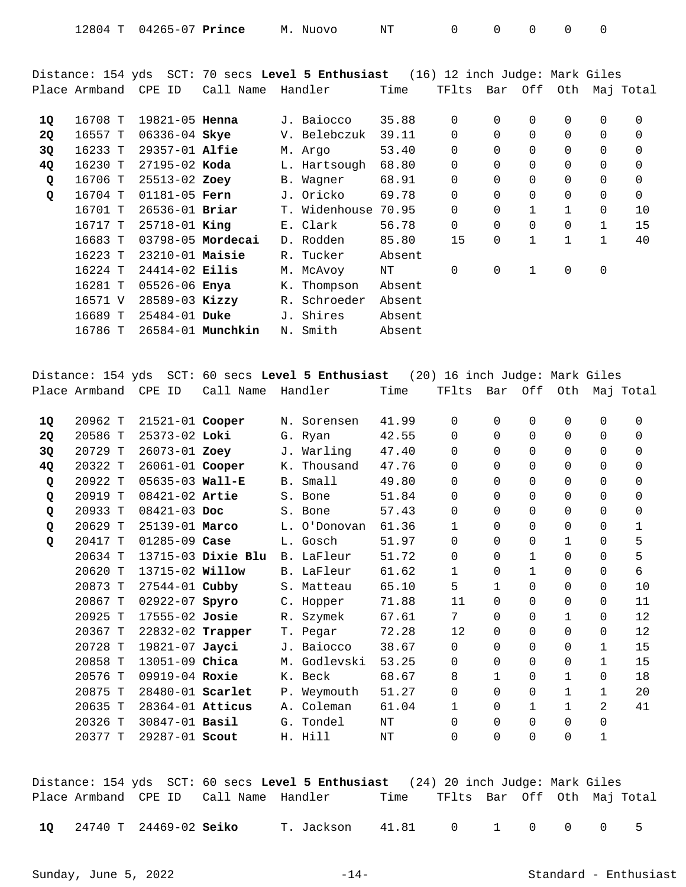| Place | Armband | CPE ID | Call Name | Handler | Time | TFlts | Bar | Off | Oth | Maj | Total |
|---|---|---|---|---|---|---|---|---|---|---|---|
| | 12804 T | 04265-07 | **Prince** | M. Nuovo | NT | 0 | 0 | 0 | 0 | 0 | |

Distance: 154 yds SCT: 70 secs **Level 5 Enthusiast** (16) 12 inch Judge: Mark Giles

| Place | Armband | CPE ID | Call Name | Handler | Time | TFlts | Bar | Off | Oth | Maj | Total |
|---|---|---|---|---|---|---|---|---|---|---|---|
| **1Q** | 16708 T | 19821-05 | **Henna** | J. Baiocco | 35.88 | 0 | 0 | 0 | 0 | 0 | 0 |
| **2Q** | 16557 T | 06336-04 | **Skye** | V. Belebczuk | 39.11 | 0 | 0 | 0 | 0 | 0 | 0 |
| **3Q** | 16233 T | 29357-01 | **Alfie** | M. Argo | 53.40 | 0 | 0 | 0 | 0 | 0 | 0 |
| **4Q** | 16230 T | 27195-02 | **Koda** | L. Hartsough | 68.80 | 0 | 0 | 0 | 0 | 0 | 0 |
| **Q** | 16706 T | 25513-02 | **Zoey** | B. Wagner | 68.91 | 0 | 0 | 0 | 0 | 0 | 0 |
| **Q** | 16704 T | 01181-05 | **Fern** | J. Oricko | 69.78 | 0 | 0 | 0 | 0 | 0 | 0 |
| | 16701 T | 26536-01 | **Briar** | T. Widenhouse | 70.95 | 0 | 0 | 1 | 1 | 0 | 10 |
| | 16717 T | 25718-01 | **King** | E. Clark | 56.78 | 0 | 0 | 0 | 0 | 1 | 15 |
| | 16683 T | 03798-05 | **Mordecai** | D. Rodden | 85.80 | 15 | 0 | 1 | 1 | 1 | 40 |
| | 16223 T | 23210-01 | **Maisie** | R. Tucker | Absent | | | | | | |
| | 16224 T | 24414-02 | **Eilis** | M. McAvoy | NT | 0 | 0 | 1 | 0 | 0 | |
| | 16281 T | 05526-06 | **Enya** | K. Thompson | Absent | | | | | | |
| | 16571 V | 28589-03 | **Kizzy** | R. Schroeder | Absent | | | | | | |
| | 16689 T | 25484-01 | **Duke** | J. Shires | Absent | | | | | | |
| | 16786 T | 26584-01 | **Munchkin** | N. Smith | Absent | | | | | | |

Distance: 154 yds SCT: 60 secs **Level 5 Enthusiast** (20) 16 inch Judge: Mark Giles

| Place | Armband | CPE ID | Call Name | Handler | Time | TFlts | Bar | Off | Oth | Maj | Total |
|---|---|---|---|---|---|---|---|---|---|---|---|
| **1Q** | 20962 T | 21521-01 | **Cooper** | N. Sorensen | 41.99 | 0 | 0 | 0 | 0 | 0 | 0 |
| **2Q** | 20586 T | 25373-02 | **Loki** | G. Ryan | 42.55 | 0 | 0 | 0 | 0 | 0 | 0 |
| **3Q** | 20729 T | 26073-01 | **Zoey** | J. Warling | 47.40 | 0 | 0 | 0 | 0 | 0 | 0 |
| **4Q** | 20322 T | 26061-01 | **Cooper** | K. Thousand | 47.76 | 0 | 0 | 0 | 0 | 0 | 0 |
| **Q** | 20922 T | 05635-03 | **Wall-E** | B. Small | 49.80 | 0 | 0 | 0 | 0 | 0 | 0 |
| **Q** | 20919 T | 08421-02 | **Artie** | S. Bone | 51.84 | 0 | 0 | 0 | 0 | 0 | 0 |
| **Q** | 20933 T | 08421-03 | **Doc** | S. Bone | 57.43 | 0 | 0 | 0 | 0 | 0 | 0 |
| **Q** | 20629 T | 25139-01 | **Marco** | L. O'Donovan | 61.36 | 1 | 0 | 0 | 0 | 0 | 1 |
| **Q** | 20417 T | 01285-09 | **Case** | L. Gosch | 51.97 | 0 | 0 | 0 | 1 | 0 | 5 |
| | 20634 T | 13715-03 | **Dixie Blu** | B. LaFleur | 51.72 | 0 | 0 | 1 | 0 | 0 | 5 |
| | 20620 T | 13715-02 | **Willow** | B. LaFleur | 61.62 | 1 | 0 | 1 | 0 | 0 | 6 |
| | 20873 T | 27544-01 | **Cubby** | S. Matteau | 65.10 | 5 | 1 | 0 | 0 | 0 | 10 |
| | 20867 T | 02922-07 | **Spyro** | C. Hopper | 71.88 | 11 | 0 | 0 | 0 | 0 | 11 |
| | 20925 T | 17555-02 | **Josie** | R. Szymek | 67.61 | 7 | 0 | 0 | 1 | 0 | 12 |
| | 20367 T | 22832-02 | **Trapper** | T. Pegar | 72.28 | 12 | 0 | 0 | 0 | 0 | 12 |
| | 20728 T | 19821-07 | **Jayci** | J. Baiocco | 38.67 | 0 | 0 | 0 | 0 | 1 | 15 |
| | 20858 T | 13051-09 | **Chica** | M. Godlevski | 53.25 | 0 | 0 | 0 | 0 | 1 | 15 |
| | 20576 T | 09919-04 | **Roxie** | K. Beck | 68.67 | 8 | 1 | 0 | 1 | 0 | 18 |
| | 20875 T | 28480-01 | **Scarlet** | P. Weymouth | 51.27 | 0 | 0 | 0 | 1 | 1 | 20 |
| | 20635 T | 28364-01 | **Atticus** | A. Coleman | 61.04 | 1 | 0 | 1 | 1 | 2 | 41 |
| | 20326 T | 30847-01 | **Basil** | G. Tondel | NT | 0 | 0 | 0 | 0 | 0 | |
| | 20377 T | 29287-01 | **Scout** | H. Hill | NT | 0 | 0 | 0 | 0 | 1 | |

Distance: 154 yds SCT: 60 secs **Level 5 Enthusiast** (24) 20 inch Judge: Mark Giles

| Place | Armband | CPE ID | Call Name | Handler | Time | TFlts | Bar | Off | Oth | Maj | Total |
|---|---|---|---|---|---|---|---|---|---|---|---|
| **1Q** | 24740 T | 24469-02 | **Seiko** | T. Jackson | 41.81 | 0 | 1 | 0 | 0 | 0 | 5 |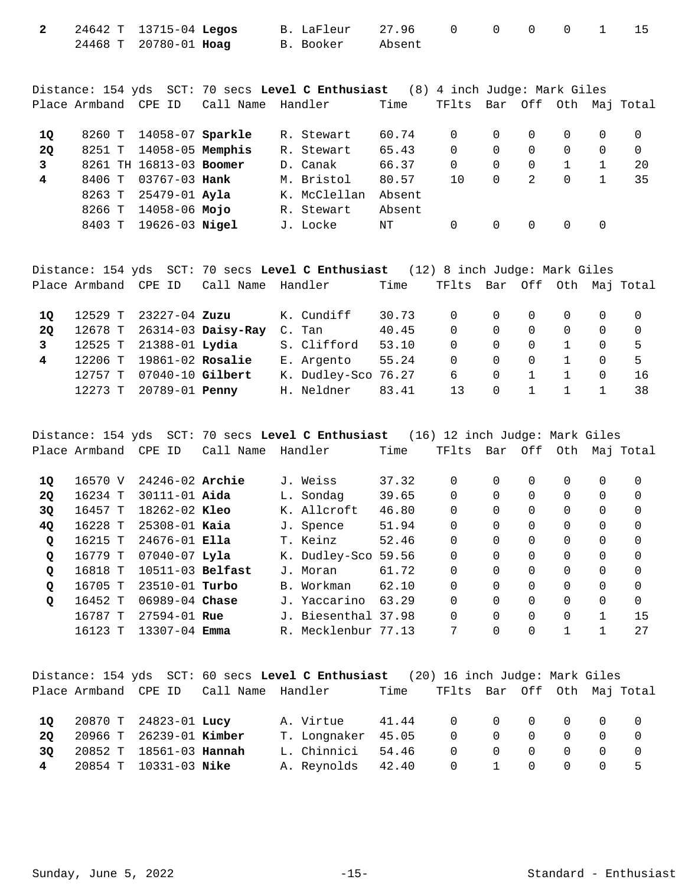| Place | Armband | CPE ID | Call Name | Handler | Time | TFlts | Bar | Off | Oth | Maj | Total |
|---|---|---|---|---|---|---|---|---|---|---|---|
| **2** | 24642 T | 13715-04 | **Legos** | B. LaFleur | 27.96 | 0 | 0 | 0 | 0 | 1 | 15 |
| | 24468 T | 20780-01 | **Hoag** | B. Booker | Absent | | | | | | |

Distance: 154 yds SCT: 70 secs **Level C Enthusiast** (8) 4 inch Judge: Mark Giles

| Place | Armband | CPE ID | Call Name | Handler | Time | TFlts | Bar | Off | Oth | Maj | Total |
|---|---|---|---|---|---|---|---|---|---|---|---|
| **1Q** | 8260 T | 14058-07 | **Sparkle** | R. Stewart | 60.74 | 0 | 0 | 0 | 0 | 0 | 0 |
| **2Q** | 8251 T | 14058-05 | **Memphis** | R. Stewart | 65.43 | 0 | 0 | 0 | 0 | 0 | 0 |
| **3** | 8261 TH | 16813-03 | **Boomer** | D. Canak | 66.37 | 0 | 0 | 0 | 1 | 1 | 20 |
| **4** | 8406 T | 03767-03 | **Hank** | M. Bristol | 80.57 | 10 | 0 | 2 | 0 | 1 | 35 |
| | 8263 T | 25479-01 | **Ayla** | K. McClellan | Absent | | | | | | |
| | 8266 T | 14058-06 | **Mojo** | R. Stewart | Absent | | | | | | |
| | 8403 T | 19626-03 | **Nigel** | J. Locke | NT | 0 | 0 | 0 | 0 | 0 | |

Distance: 154 yds SCT: 70 secs **Level C Enthusiast** (12) 8 inch Judge: Mark Giles

| Place | Armband | CPE ID | Call Name | Handler | Time | TFlts | Bar | Off | Oth | Maj | Total |
|---|---|---|---|---|---|---|---|---|---|---|---|
| **1Q** | 12529 T | 23227-04 | **Zuzu** | K. Cundiff | 30.73 | 0 | 0 | 0 | 0 | 0 | 0 |
| **2Q** | 12678 T | 26314-03 | **Daisy-Ray** | C. Tan | 40.45 | 0 | 0 | 0 | 0 | 0 | 0 |
| **3** | 12525 T | 21388-01 | **Lydia** | S. Clifford | 53.10 | 0 | 0 | 0 | 1 | 0 | 5 |
| **4** | 12206 T | 19861-02 | **Rosalie** | E. Argento | 55.24 | 0 | 0 | 0 | 1 | 0 | 5 |
| | 12757 T | 07040-10 | **Gilbert** | K. Dudley-Sco | 76.27 | 6 | 0 | 1 | 1 | 0 | 16 |
| | 12273 T | 20789-01 | **Penny** | H. Neldner | 83.41 | 13 | 0 | 1 | 1 | 1 | 38 |

Distance: 154 yds SCT: 70 secs **Level C Enthusiast** (16) 12 inch Judge: Mark Giles

| Place | Armband | CPE ID | Call Name | Handler | Time | TFlts | Bar | Off | Oth | Maj | Total |
|---|---|---|---|---|---|---|---|---|---|---|---|
| **1Q** | 16570 V | 24246-02 | **Archie** | J. Weiss | 37.32 | 0 | 0 | 0 | 0 | 0 | 0 |
| **2Q** | 16234 T | 30111-01 | **Aida** | L. Sondag | 39.65 | 0 | 0 | 0 | 0 | 0 | 0 |
| **3Q** | 16457 T | 18262-02 | **Kleo** | K. Allcroft | 46.80 | 0 | 0 | 0 | 0 | 0 | 0 |
| **4Q** | 16228 T | 25308-01 | **Kaia** | J. Spence | 51.94 | 0 | 0 | 0 | 0 | 0 | 0 |
| **Q** | 16215 T | 24676-01 | **Ella** | T. Keinz | 52.46 | 0 | 0 | 0 | 0 | 0 | 0 |
| **Q** | 16779 T | 07040-07 | **Lyla** | K. Dudley-Sco | 59.56 | 0 | 0 | 0 | 0 | 0 | 0 |
| **Q** | 16818 T | 10511-03 | **Belfast** | J. Moran | 61.72 | 0 | 0 | 0 | 0 | 0 | 0 |
| **Q** | 16705 T | 23510-01 | **Turbo** | B. Workman | 62.10 | 0 | 0 | 0 | 0 | 0 | 0 |
| **Q** | 16452 T | 06989-04 | **Chase** | J. Yaccarino | 63.29 | 0 | 0 | 0 | 0 | 0 | 0 |
| | 16787 T | 27594-01 | **Rue** | J. Biesenthal | 37.98 | 0 | 0 | 0 | 0 | 1 | 15 |
| | 16123 T | 13307-04 | **Emma** | R. Mecklenbur | 77.13 | 7 | 0 | 0 | 1 | 1 | 27 |

Distance: 154 yds SCT: 60 secs **Level C Enthusiast** (20) 16 inch Judge: Mark Giles

| Place | Armband | CPE ID | Call Name | Handler | Time | TFlts | Bar | Off | Oth | Maj | Total |
|---|---|---|---|---|---|---|---|---|---|---|---|
| **1Q** | 20870 T | 24823-01 | **Lucy** | A. Virtue | 41.44 | 0 | 0 | 0 | 0 | 0 | 0 |
| **2Q** | 20966 T | 26239-01 | **Kimber** | T. Longnaker | 45.05 | 0 | 0 | 0 | 0 | 0 | 0 |
| **3Q** | 20852 T | 18561-03 | **Hannah** | L. Chinnici | 54.46 | 0 | 0 | 0 | 0 | 0 | 0 |
| **4** | 20854 T | 10331-03 | **Nike** | A. Reynolds | 42.40 | 0 | 1 | 0 | 0 | 0 | 5 |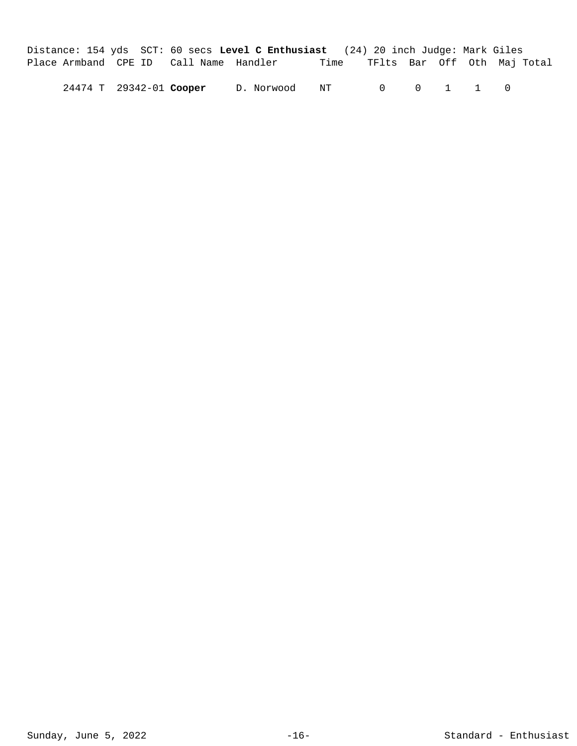Distance: 154 yds  SCT: 60 secs **Level C Enthusiast**  (24) 20 inch Judge: Mark Giles

| Place | Armband | CPE ID | Call Name | Handler | Time | TFlts | Bar | Off | Oth | Maj | Total |
|---|---|---|---|---|---|---|---|---|---|---|---|
| | 24474 T | 29342-01 | **Cooper** | D. Norwood | NT | 0 | 0 | 1 | 1 | 0 | |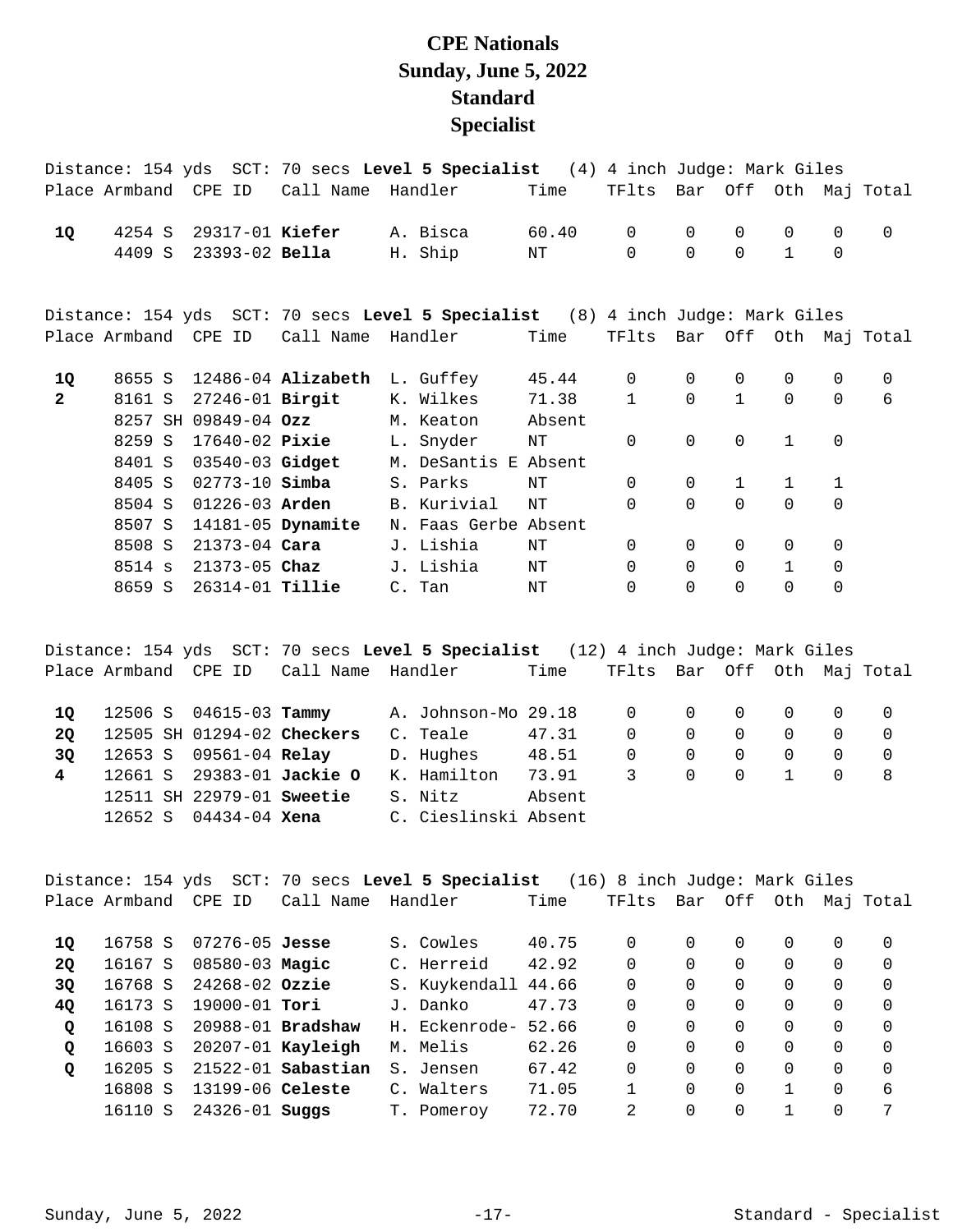# CPE Nationals
# Sunday, June 5, 2022
# Standard
# Specialist

Distance: 154 yds SCT: 70 secs **Level 5 Specialist** (4) 4 inch Judge: Mark Giles

| Place | Armband | CPE ID | Call Name | Handler | Time | TFlts | Bar | Off | Oth | Maj | Total |
|---|---|---|---|---|---|---|---|---|---|---|---|
| **1Q** | 4254 S | 29317-01 | **Kiefer** | A. Bisca | 60.40 | 0 | 0 | 0 | 0 | 0 | 0 |
| | 4409 S | 23393-02 | **Bella** | H. Ship | NT | 0 | 0 | 0 | 1 | 0 | |

Distance: 154 yds SCT: 70 secs **Level 5 Specialist** (8) 4 inch Judge: Mark Giles

| Place | Armband | CPE ID | Call Name | Handler | Time | TFlts | Bar | Off | Oth | Maj | Total |
|---|---|---|---|---|---|---|---|---|---|---|---|
| **1Q** | 8655 S | 12486-04 | **Alizabeth** | L. Guffey | 45.44 | 0 | 0 | 0 | 0 | 0 | 0 |
| **2** | 8161 S | 27246-01 | **Birgit** | K. Wilkes | 71.38 | 1 | 0 | 1 | 0 | 0 | 6 |
| | 8257 SH | 09849-04 | **Ozz** | M. Keaton | Absent | | | | | | |
| | 8259 S | 17640-02 | **Pixie** | L. Snyder | NT | 0 | 0 | 0 | 1 | 0 | |
| | 8401 S | 03540-03 | **Gidget** | M. DeSantis E | Absent | | | | | | |
| | 8405 S | 02773-10 | **Simba** | S. Parks | NT | 0 | 0 | 1 | 1 | 1 | |
| | 8504 S | 01226-03 | **Arden** | B. Kurivial | NT | 0 | 0 | 0 | 0 | 0 | |
| | 8507 S | 14181-05 | **Dynamite** | N. Faas Gerbe | Absent | | | | | | |
| | 8508 S | 21373-04 | **Cara** | J. Lishia | NT | 0 | 0 | 0 | 0 | 0 | |
| | 8514 s | 21373-05 | **Chaz** | J. Lishia | NT | 0 | 0 | 0 | 1 | 0 | |
| | 8659 S | 26314-01 | **Tillie** | C. Tan | NT | 0 | 0 | 0 | 0 | 0 | |

Distance: 154 yds SCT: 70 secs **Level 5 Specialist** (12) 4 inch Judge: Mark Giles

| Place | Armband | CPE ID | Call Name | Handler | Time | TFlts | Bar | Off | Oth | Maj | Total |
|---|---|---|---|---|---|---|---|---|---|---|---|
| **1Q** | 12506 S | 04615-03 | **Tammy** | A. Johnson-Mo | 29.18 | 0 | 0 | 0 | 0 | 0 | 0 |
| **2Q** | 12505 SH | 01294-02 | **Checkers** | C. Teale | 47.31 | 0 | 0 | 0 | 0 | 0 | 0 |
| **3Q** | 12653 S | 09561-04 | **Relay** | D. Hughes | 48.51 | 0 | 0 | 0 | 0 | 0 | 0 |
| **4** | 12661 S | 29383-01 | **Jackie O** | K. Hamilton | 73.91 | 3 | 0 | 0 | 1 | 0 | 8 |
| | 12511 SH | 22979-01 | **Sweetie** | S. Nitz | Absent | | | | | | |
| | 12652 S | 04434-04 | **Xena** | C. Cieslinski | Absent | | | | | | |

Distance: 154 yds SCT: 70 secs **Level 5 Specialist** (16) 8 inch Judge: Mark Giles

| Place | Armband | CPE ID | Call Name | Handler | Time | TFlts | Bar | Off | Oth | Maj | Total |
|---|---|---|---|---|---|---|---|---|---|---|---|
| **1Q** | 16758 S | 07276-05 | **Jesse** | S. Cowles | 40.75 | 0 | 0 | 0 | 0 | 0 | 0 |
| **2Q** | 16167 S | 08580-03 | **Magic** | C. Herreid | 42.92 | 0 | 0 | 0 | 0 | 0 | 0 |
| **3Q** | 16768 S | 24268-02 | **Ozzie** | S. Kuykendall | 44.66 | 0 | 0 | 0 | 0 | 0 | 0 |
| **4Q** | 16173 S | 19000-01 | **Tori** | J. Danko | 47.73 | 0 | 0 | 0 | 0 | 0 | 0 |
| **Q** | 16108 S | 20988-01 | **Bradshaw** | H. Eckenrode- | 52.66 | 0 | 0 | 0 | 0 | 0 | 0 |
| **Q** | 16603 S | 20207-01 | **Kayleigh** | M. Melis | 62.26 | 0 | 0 | 0 | 0 | 0 | 0 |
| **Q** | 16205 S | 21522-01 | **Sabastian** | S. Jensen | 67.42 | 0 | 0 | 0 | 0 | 0 | 0 |
| | 16808 S | 13199-06 | **Celeste** | C. Walters | 71.05 | 1 | 0 | 0 | 1 | 0 | 6 |
| | 16110 S | 24326-01 | **Suggs** | T. Pomeroy | 72.70 | 2 | 0 | 0 | 1 | 0 | 7 |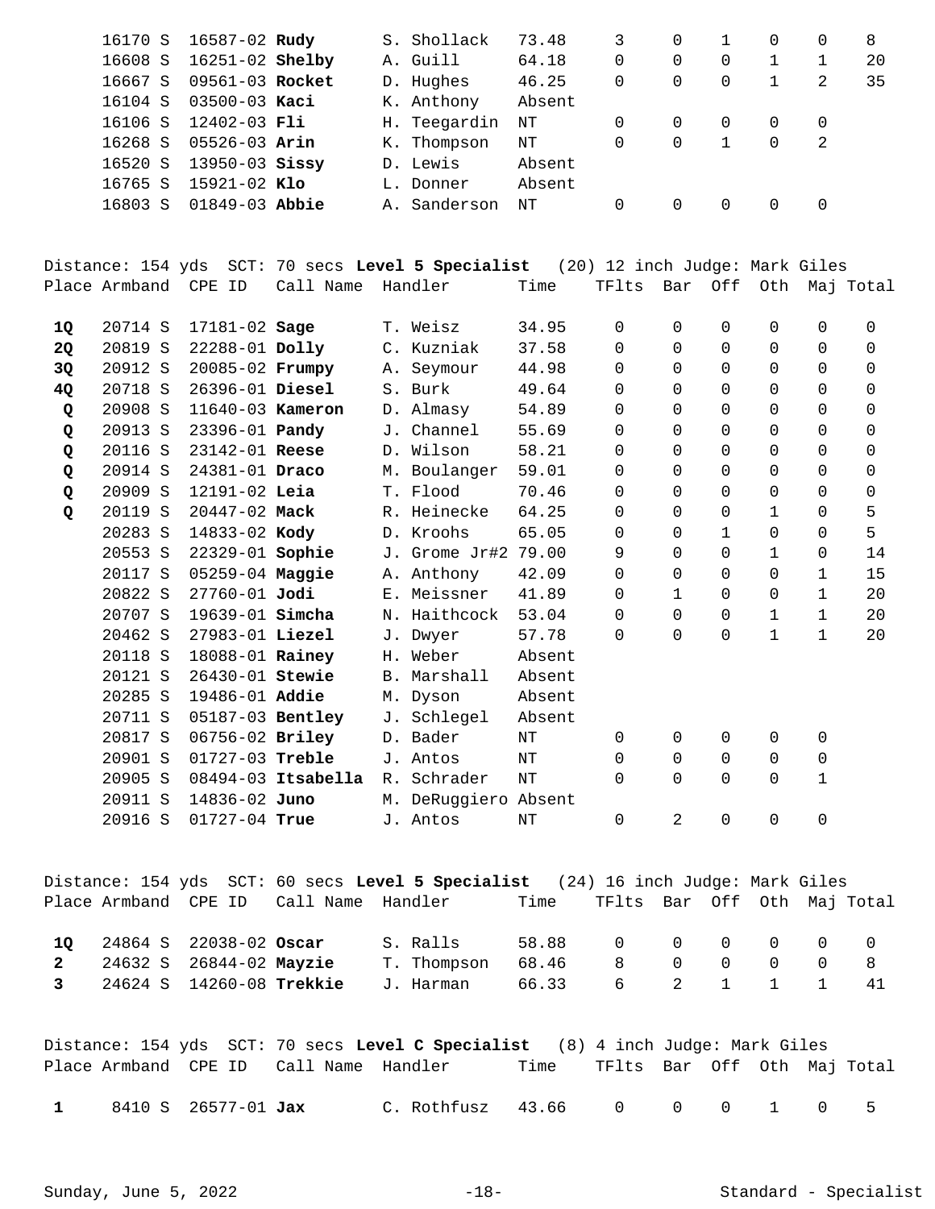| Place | Armband | CPE ID | Call Name | Handler | Time | TFlts | Bar | Off | Oth | Maj | Total |
|---|---|---|---|---|---|---|---|---|---|---|---|
| | 16170 S | 16587-02 | **Rudy** | S. Shollack | 73.48 | 3 | 0 | 1 | 0 | 0 | 8 |
| | 16608 S | 16251-02 | **Shelby** | A. Guill | 64.18 | 0 | 0 | 0 | 1 | 1 | 20 |
| | 16667 S | 09561-03 | **Rocket** | D. Hughes | 46.25 | 0 | 0 | 0 | 1 | 2 | 35 |
| | 16104 S | 03500-03 | **Kaci** | K. Anthony | Absent | | | | | | |
| | 16106 S | 12402-03 | **Fli** | H. Teegardin | NT | 0 | 0 | 0 | 0 | 0 | |
| | 16268 S | 05526-03 | **Arin** | K. Thompson | NT | 0 | 0 | 1 | 0 | 2 | |
| | 16520 S | 13950-03 | **Sissy** | D. Lewis | Absent | | | | | | |
| | 16765 S | 15921-02 | **Klo** | L. Donner | Absent | | | | | | |
| | 16803 S | 01849-03 | **Abbie** | A. Sanderson | NT | 0 | 0 | 0 | 0 | 0 | |

Distance: 154 yds SCT: 70 secs **Level 5 Specialist** (20) 12 inch Judge: Mark Giles

| Place | Armband | CPE ID | Call Name | Handler | Time | TFlts | Bar | Off | Oth | Maj | Total |
|---|---|---|---|---|---|---|---|---|---|---|---|
| **1Q** | 20714 S | 17181-02 | **Sage** | T. Weisz | 34.95 | 0 | 0 | 0 | 0 | 0 | 0 |
| **2Q** | 20819 S | 22288-01 | **Dolly** | C. Kuzniak | 37.58 | 0 | 0 | 0 | 0 | 0 | 0 |
| **3Q** | 20912 S | 20085-02 | **Frumpy** | A. Seymour | 44.98 | 0 | 0 | 0 | 0 | 0 | 0 |
| **4Q** | 20718 S | 26396-01 | **Diesel** | S. Burk | 49.64 | 0 | 0 | 0 | 0 | 0 | 0 |
| **Q** | 20908 S | 11640-03 | **Kameron** | D. Almasy | 54.89 | 0 | 0 | 0 | 0 | 0 | 0 |
| **Q** | 20913 S | 23396-01 | **Pandy** | J. Channel | 55.69 | 0 | 0 | 0 | 0 | 0 | 0 |
| **Q** | 20116 S | 23142-01 | **Reese** | D. Wilson | 58.21 | 0 | 0 | 0 | 0 | 0 | 0 |
| **Q** | 20914 S | 24381-01 | **Draco** | M. Boulanger | 59.01 | 0 | 0 | 0 | 0 | 0 | 0 |
| **Q** | 20909 S | 12191-02 | **Leia** | T. Flood | 70.46 | 0 | 0 | 0 | 0 | 0 | 0 |
| **Q** | 20119 S | 20447-02 | **Mack** | R. Heinecke | 64.25 | 0 | 0 | 0 | 1 | 0 | 5 |
| | 20283 S | 14833-02 | **Kody** | D. Kroohs | 65.05 | 0 | 0 | 1 | 0 | 0 | 5 |
| | 20553 S | 22329-01 | **Sophie** | J. Grome Jr#2 | 79.00 | 9 | 0 | 0 | 1 | 0 | 14 |
| | 20117 S | 05259-04 | **Maggie** | A. Anthony | 42.09 | 0 | 0 | 0 | 0 | 1 | 15 |
| | 20822 S | 27760-01 | **Jodi** | E. Meissner | 41.89 | 0 | 1 | 0 | 0 | 1 | 20 |
| | 20707 S | 19639-01 | **Simcha** | N. Haithcock | 53.04 | 0 | 0 | 0 | 1 | 1 | 20 |
| | 20462 S | 27983-01 | **Liezel** | J. Dwyer | 57.78 | 0 | 0 | 0 | 1 | 1 | 20 |
| | 20118 S | 18088-01 | **Rainey** | H. Weber | Absent | | | | | | |
| | 20121 S | 26430-01 | **Stewie** | B. Marshall | Absent | | | | | | |
| | 20285 S | 19486-01 | **Addie** | M. Dyson | Absent | | | | | | |
| | 20711 S | 05187-03 | **Bentley** | J. Schlegel | Absent | | | | | | |
| | 20817 S | 06756-02 | **Briley** | D. Bader | NT | 0 | 0 | 0 | 0 | 0 | |
| | 20901 S | 01727-03 | **Treble** | J. Antos | NT | 0 | 0 | 0 | 0 | 0 | |
| | 20905 S | 08494-03 | **Itsabella** | R. Schrader | NT | 0 | 0 | 0 | 0 | 1 | |
| | 20911 S | 14836-02 | **Juno** | M. DeRuggiero | Absent | | | | | | |
| | 20916 S | 01727-04 | **True** | J. Antos | NT | 0 | 2 | 0 | 0 | 0 | |

Distance: 154 yds SCT: 60 secs **Level 5 Specialist** (24) 16 inch Judge: Mark Giles

| Place | Armband | CPE ID | Call Name | Handler | Time | TFlts | Bar | Off | Oth | Maj | Total |
|---|---|---|---|---|---|---|---|---|---|---|---|
| **1Q** | 24864 S | 22038-02 | **Oscar** | S. Ralls | 58.88 | 0 | 0 | 0 | 0 | 0 | 0 |
| **2** | 24632 S | 26844-02 | **Mayzie** | T. Thompson | 68.46 | 8 | 0 | 0 | 0 | 0 | 8 |
| **3** | 24624 S | 14260-08 | **Trekkie** | J. Harman | 66.33 | 6 | 2 | 1 | 1 | 1 | 41 |

Distance: 154 yds SCT: 70 secs **Level C Specialist** (8) 4 inch Judge: Mark Giles

| Place | Armband | CPE ID | Call Name | Handler | Time | TFlts | Bar | Off | Oth | Maj | Total |
|---|---|---|---|---|---|---|---|---|---|---|---|
| **1** | 8410 S | 26577-01 | **Jax** | C. Rothfusz | 43.66 | 0 | 0 | 0 | 1 | 0 | 5 |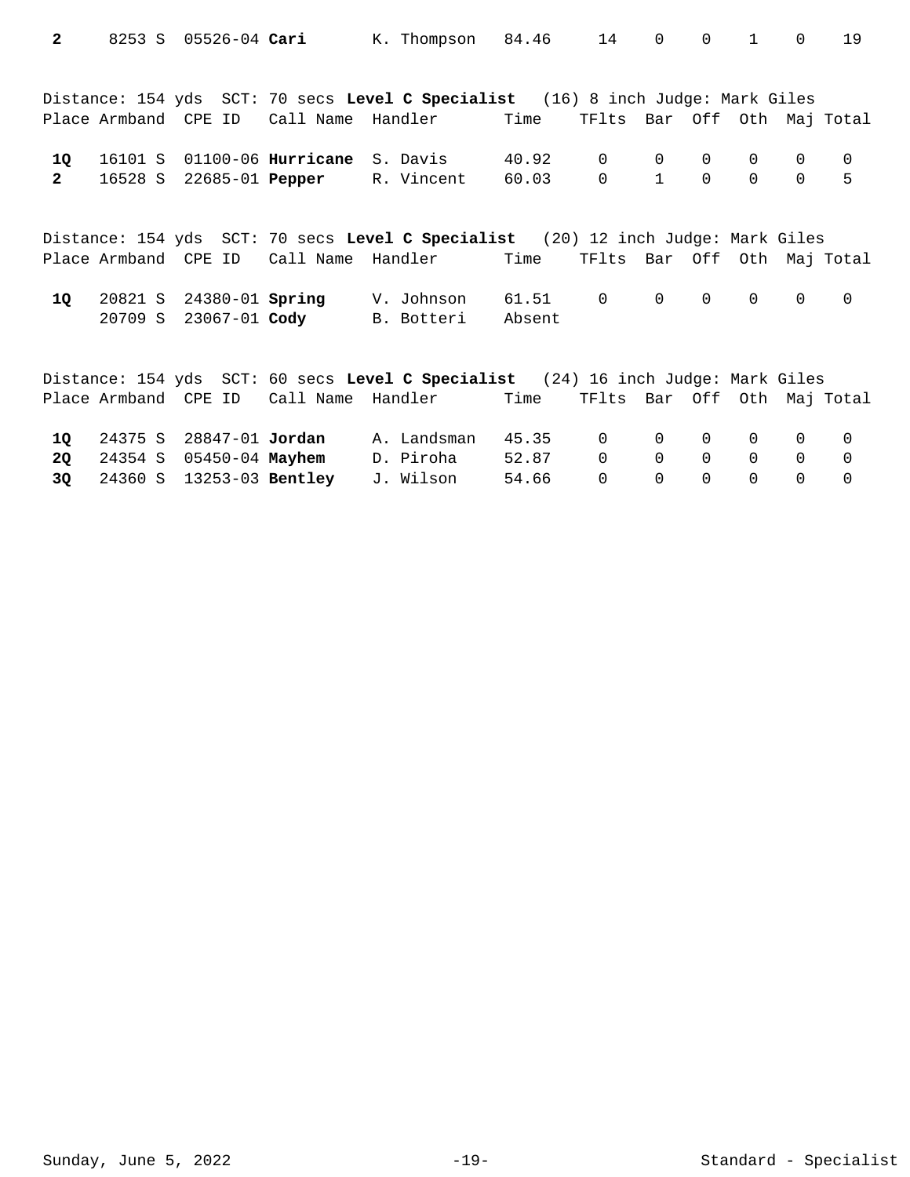| Place | Armband | CPE ID | Call Name | Handler | Time | TFlts | Bar | Off | Oth | Maj | Total |
|---|---|---|---|---|---|---|---|---|---|---|---|
| **2** | 8253 S | 05526-04 | **Cari** | K. Thompson | 84.46 | 14 | 0 | 0 | 1 | 0 | 19 |

Distance: 154 yds  SCT: 70 secs **Level C Specialist**  (16) 8 inch Judge: Mark Giles

| Place | Armband | CPE ID | Call Name | Handler | Time | TFlts | Bar | Off | Oth | Maj | Total |
|---|---|---|---|---|---|---|---|---|---|---|---|
| **1Q** | 16101 S | 01100-06 | **Hurricane** | S. Davis | 40.92 | 0 | 0 | 0 | 0 | 0 | 0 |
| **2** | 16528 S | 22685-01 | **Pepper** | R. Vincent | 60.03 | 0 | 1 | 0 | 0 | 0 | 5 |

Distance: 154 yds  SCT: 70 secs **Level C Specialist**  (20) 12 inch Judge: Mark Giles

| Place | Armband | CPE ID | Call Name | Handler | Time | TFlts | Bar | Off | Oth | Maj | Total |
|---|---|---|---|---|---|---|---|---|---|---|---|
| **1Q** | 20821 S | 24380-01 | **Spring** | V. Johnson | 61.51 | 0 | 0 | 0 | 0 | 0 | 0 |
| | 20709 S | 23067-01 | **Cody** | B. Botteri | Absent | | | | | | |

Distance: 154 yds  SCT: 60 secs **Level C Specialist**  (24) 16 inch Judge: Mark Giles

| Place | Armband | CPE ID | Call Name | Handler | Time | TFlts | Bar | Off | Oth | Maj | Total |
|---|---|---|---|---|---|---|---|---|---|---|---|
| **1Q** | 24375 S | 28847-01 | **Jordan** | A. Landsman | 45.35 | 0 | 0 | 0 | 0 | 0 | 0 |
| **2Q** | 24354 S | 05450-04 | **Mayhem** | D. Piroha | 52.87 | 0 | 0 | 0 | 0 | 0 | 0 |
| **3Q** | 24360 S | 13253-03 | **Bentley** | J. Wilson | 54.66 | 0 | 0 | 0 | 0 | 0 | 0 |